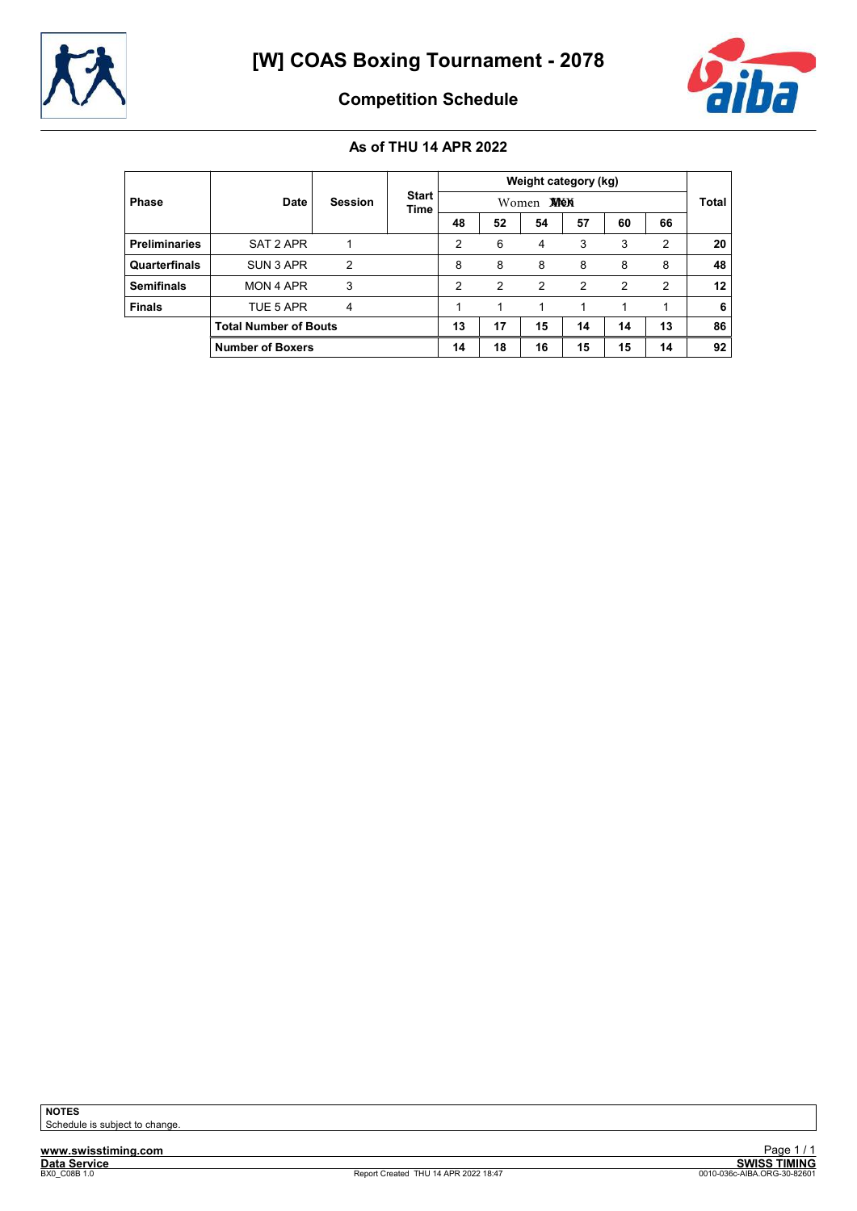# [W] COAS Boxing Tournament - 2078

## Competition Schedule

### As of THU 14 APR 2022

| Phase | Date | Session | Start Time | Weight category (kg) | | | | | | Total |
|---|---|---|---|---|---|---|---|---|---|---|
| | | | | Women Men | | | | | | |
| | | | | 48 | 52 | 54 | 57 | 60 | 66 | |
| **Preliminaries** | SAT 2 APR | 1 | | 2 | 6 | 4 | 3 | 3 | 2 | **20** |
| **Quarterfinals** | SUN 3 APR | 2 | | 8 | 8 | 8 | 8 | 8 | 8 | **48** |
| **Semifinals** | MON 4 APR | 3 | | 2 | 2 | 2 | 2 | 2 | 2 | **12** |
| **Finals** | TUE 5 APR | 4 | | 1 | 1 | 1 | 1 | 1 | 1 | **6** |
| | **Total Number of Bouts** | | | **13** | **17** | **15** | **14** | **14** | **13** | **86** |
| | **Number of Boxers** | | | **14** | **18** | **16** | **15** | **15** | **14** | **92** |

**NOTES**
Schedule is subject to change.

www.swisstiming.com
Data Service
BX0_C08B 1.0
Report Created THU 14 APR 2022 18:47
SWISS TIMING
0010-036c-AIBA.ORG-30-82601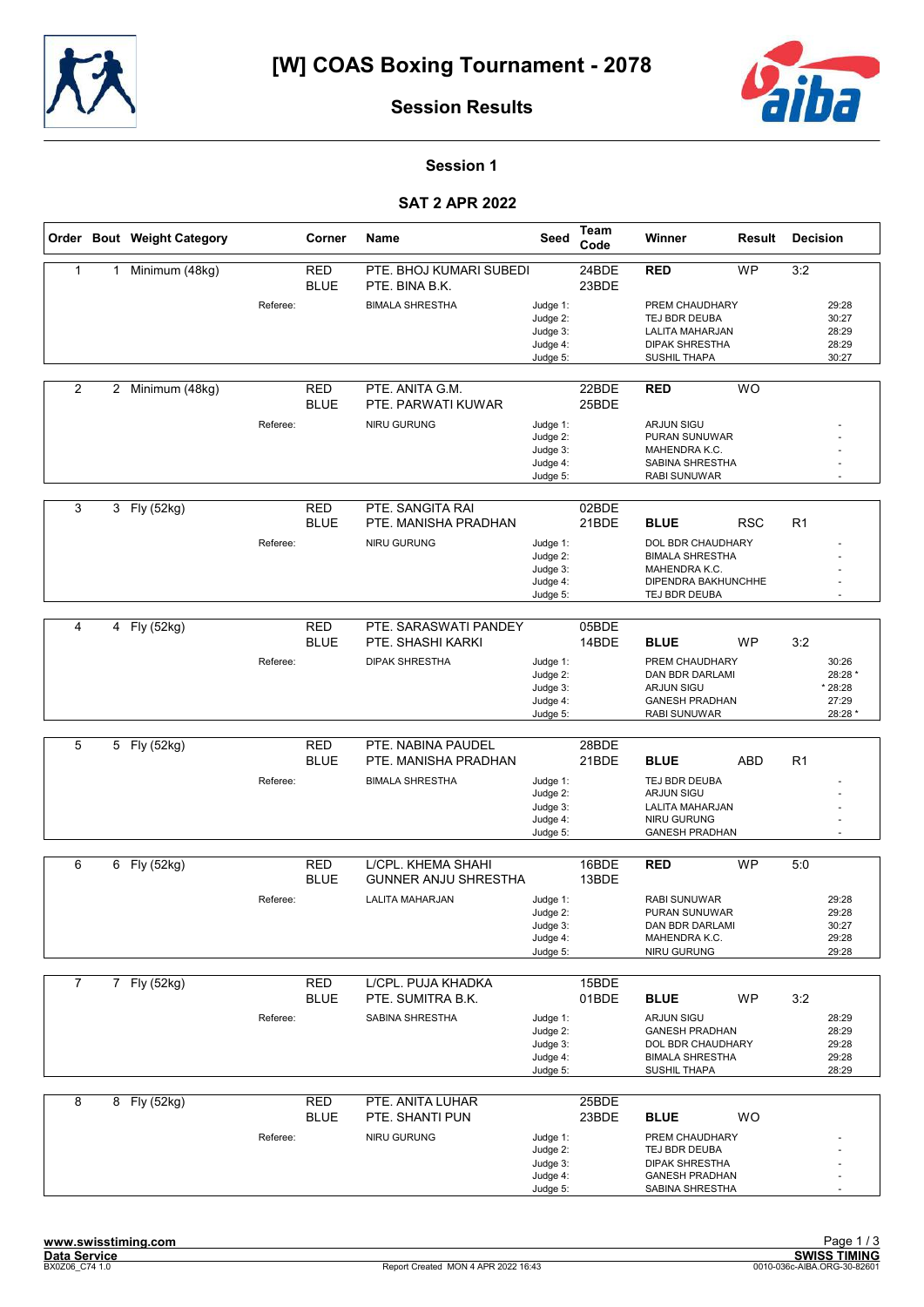# [W] COAS Boxing Tournament - 2078

## Session Results

### Session 1

### SAT 2 APR 2022

| Order | Bout | Weight Category | Corner | Name | Seed | Team Code | Winner | Result | Decision |
|---|---|---|---|---|---|---|---|---|---|
| 1 | 1 | Minimum (48kg) | RED | PTE. BHOJ KUMARI SUBEDI | | 24BDE | RED | WP | 3:2 |
| | | | BLUE | PTE. BINA B.K. | | 23BDE | | | |
| | | Referee: | | BIMALA SHRESTHA | Judge 1: | | PREM CHAUDHARY | | 29:28 |
| | | | | | Judge 2: | | TEJ BDR DEUBA | | 30:27 |
| | | | | | Judge 3: | | LALITA MAHARJAN | | 28:29 |
| | | | | | Judge 4: | | DIPAK SHRESTHA | | 28:29 |
| | | | | | Judge 5: | | SUSHIL THAPA | | 30:27 |
| 2 | 2 | Minimum (48kg) | RED | PTE. ANITA G.M. | | 22BDE | RED | WO | |
| | | | BLUE | PTE. PARWATI KUWAR | | 25BDE | | | |
| | | Referee: | | NIRU GURUNG | Judge 1: | | ARJUN SIGU | | - |
| | | | | | Judge 2: | | PURAN SUNUWAR | | - |
| | | | | | Judge 3: | | MAHENDRA K.C. | | - |
| | | | | | Judge 4: | | SABINA SHRESTHA | | - |
| | | | | | Judge 5: | | RABI SUNUWAR | | - |
| 3 | 3 | Fly (52kg) | RED | PTE. SANGITA RAI | | 02BDE | | | |
| | | | BLUE | PTE. MANISHA PRADHAN | | 21BDE | BLUE | RSC | R1 |
| | | Referee: | | NIRU GURUNG | Judge 1: | | DOL BDR CHAUDHARY | | - |
| | | | | | Judge 2: | | BIMALA SHRESTHA | | - |
| | | | | | Judge 3: | | MAHENDRA K.C. | | - |
| | | | | | Judge 4: | | DIPENDRA BAKHUNCHHE | | - |
| | | | | | Judge 5: | | TEJ BDR DEUBA | | - |
| 4 | 4 | Fly (52kg) | RED | PTE. SARASWATI PANDEY | | 05BDE | | | |
| | | | BLUE | PTE. SHASHI KARKI | | 14BDE | BLUE | WP | 3:2 |
| | | Referee: | | DIPAK SHRESTHA | Judge 1: | | PREM CHAUDHARY | | 30:26 |
| | | | | | Judge 2: | | DAN BDR DARLAMI | | 28:28 * |
| | | | | | Judge 3: | | ARJUN SIGU | | * 28:28 |
| | | | | | Judge 4: | | GANESH PRADHAN | | 27:29 |
| | | | | | Judge 5: | | RABI SUNUWAR | | 28:28 * |
| 5 | 5 | Fly (52kg) | RED | PTE. NABINA PAUDEL | | 28BDE | | | |
| | | | BLUE | PTE. MANISHA PRADHAN | | 21BDE | BLUE | ABD | R1 |
| | | Referee: | | BIMALA SHRESTHA | Judge 1: | | TEJ BDR DEUBA | | - |
| | | | | | Judge 2: | | ARJUN SIGU | | - |
| | | | | | Judge 3: | | LALITA MAHARJAN | | - |
| | | | | | Judge 4: | | NIRU GURUNG | | - |
| | | | | | Judge 5: | | GANESH PRADHAN | | - |
| 6 | 6 | Fly (52kg) | RED | L/CPL. KHEMA SHAHI | | 16BDE | RED | WP | 5:0 |
| | | | BLUE | GUNNER ANJU SHRESTHA | | 13BDE | | | |
| | | Referee: | | LALITA MAHARJAN | Judge 1: | | RABI SUNUWAR | | 29:28 |
| | | | | | Judge 2: | | PURAN SUNUWAR | | 29:28 |
| | | | | | Judge 3: | | DAN BDR DARLAMI | | 30:27 |
| | | | | | Judge 4: | | MAHENDRA K.C. | | 29:28 |
| | | | | | Judge 5: | | NIRU GURUNG | | 29:28 |
| 7 | 7 | Fly (52kg) | RED | L/CPL. PUJA KHADKA | | 15BDE | | | |
| | | | BLUE | PTE. SUMITRA B.K. | | 01BDE | BLUE | WP | 3:2 |
| | | Referee: | | SABINA SHRESTHA | Judge 1: | | ARJUN SIGU | | 28:29 |
| | | | | | Judge 2: | | GANESH PRADHAN | | 28:29 |
| | | | | | Judge 3: | | DOL BDR CHAUDHARY | | 29:28 |
| | | | | | Judge 4: | | BIMALA SHRESTHA | | 29:28 |
| | | | | | Judge 5: | | SUSHIL THAPA | | 28:29 |
| 8 | 8 | Fly (52kg) | RED | PTE. ANITA LUHAR | | 25BDE | | | |
| | | | BLUE | PTE. SHANTI PUN | | 23BDE | BLUE | WO | |
| | | Referee: | | NIRU GURUNG | Judge 1: | | PREM CHAUDHARY | | - |
| | | | | | Judge 2: | | TEJ BDR DEUBA | | - |
| | | | | | Judge 3: | | DIPAK SHRESTHA | | - |
| | | | | | Judge 4: | | GANESH PRADHAN | | - |
| | | | | | Judge 5: | | SABINA SHRESTHA | | - |

www.swisstiming.com
Data Service
BX0Z06_C74 1.0 — Report Created MON 4 APR 2022 16:43 — SWISS TIMING 0010-036c-AIBA.ORG-30-82601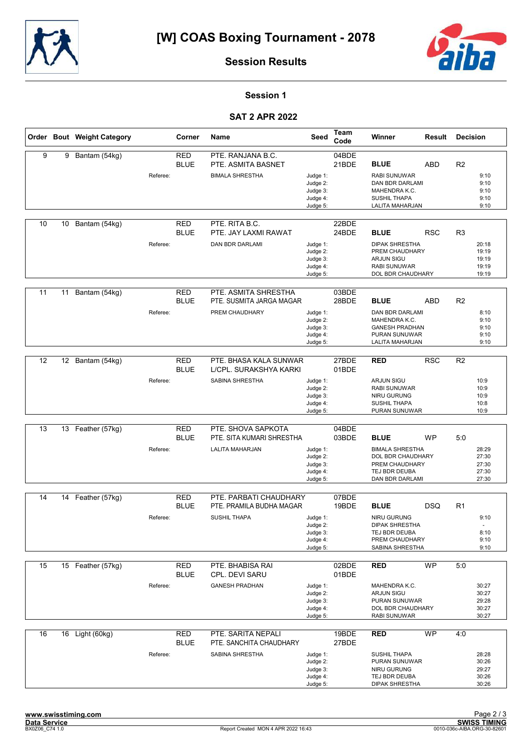# [W] COAS Boxing Tournament - 2078

## Session Results

### Session 1

### SAT 2 APR 2022

| Order | Bout | Weight Category | Corner | Name | Seed | Team Code | Winner | Result | Decision |
|---|---|---|---|---|---|---|---|---|---|
| 9 | 9 | Bantam (54kg) | RED | PTE. RANJANA B.C. | | 04BDE | | | |
| | | | BLUE | PTE. ASMITA BASNET | | 21BDE | **BLUE** | ABD | R2 |
| | | Referee: | | BIMALA SHRESTHA | Judge 1: | | RABI SUNUWAR | | 9:10 |
| | | | | | Judge 2: | | DAN BDR DARLAMI | | 9:10 |
| | | | | | Judge 3: | | MAHENDRA K.C. | | 9:10 |
| | | | | | Judge 4: | | SUSHIL THAPA | | 9:10 |
| | | | | | Judge 5: | | LALITA MAHARJAN | | 9:10 |
| 10 | 10 | Bantam (54kg) | RED | PTE. RITA B.C. | | 22BDE | | | |
| | | | BLUE | PTE. JAY LAXMI RAWAT | | 24BDE | **BLUE** | RSC | R3 |
| | | Referee: | | DAN BDR DARLAMI | Judge 1: | | DIPAK SHRESTHA | | 20:18 |
| | | | | | Judge 2: | | PREM CHAUDHARY | | 19:19 |
| | | | | | Judge 3: | | ARJUN SIGU | | 19:19 |
| | | | | | Judge 4: | | RABI SUNUWAR | | 19:19 |
| | | | | | Judge 5: | | DOL BDR CHAUDHARY | | 19:19 |
| 11 | 11 | Bantam (54kg) | RED | PTE. ASMITA SHRESTHA | | 03BDE | | | |
| | | | BLUE | PTE. SUSMITA JARGA MAGAR | | 28BDE | **BLUE** | ABD | R2 |
| | | Referee: | | PREM CHAUDHARY | Judge 1: | | DAN BDR DARLAMI | | 8:10 |
| | | | | | Judge 2: | | MAHENDRA K.C. | | 9:10 |
| | | | | | Judge 3: | | GANESH PRADHAN | | 9:10 |
| | | | | | Judge 4: | | PURAN SUNUWAR | | 9:10 |
| | | | | | Judge 5: | | LALITA MAHARJAN | | 9:10 |
| 12 | 12 | Bantam (54kg) | RED | PTE. BHASA KALA SUNWAR | | 27BDE | **RED** | RSC | R2 |
| | | | BLUE | L/CPL. SURAKSHYA KARKI | | 01BDE | | | |
| | | Referee: | | SABINA SHRESTHA | Judge 1: | | ARJUN SIGU | | 10:9 |
| | | | | | Judge 2: | | RABI SUNUWAR | | 10:9 |
| | | | | | Judge 3: | | NIRU GURUNG | | 10:9 |
| | | | | | Judge 4: | | SUSHIL THAPA | | 10:8 |
| | | | | | Judge 5: | | PURAN SUNUWAR | | 10:9 |
| 13 | 13 | Feather (57kg) | RED | PTE. SHOVA SAPKOTA | | 04BDE | | | |
| | | | BLUE | PTE. SITA KUMARI SHRESTHA | | 03BDE | **BLUE** | WP | 5:0 |
| | | Referee: | | LALITA MAHARJAN | Judge 1: | | BIMALA SHRESTHA | | 28:29 |
| | | | | | Judge 2: | | DOL BDR CHAUDHARY | | 27:30 |
| | | | | | Judge 3: | | PREM CHAUDHARY | | 27:30 |
| | | | | | Judge 4: | | TEJ BDR DEUBA | | 27:30 |
| | | | | | Judge 5: | | DAN BDR DARLAMI | | 27:30 |
| 14 | 14 | Feather (57kg) | RED | PTE. PARBATI CHAUDHARY | | 07BDE | | | |
| | | | BLUE | PTE. PRAMILA BUDHA MAGAR | | 19BDE | **BLUE** | DSQ | R1 |
| | | Referee: | | SUSHIL THAPA | Judge 1: | | NIRU GURUNG | | 9:10 |
| | | | | | Judge 2: | | DIPAK SHRESTHA | | - |
| | | | | | Judge 3: | | TEJ BDR DEUBA | | 8:10 |
| | | | | | Judge 4: | | PREM CHAUDHARY | | 9:10 |
| | | | | | Judge 5: | | SABINA SHRESTHA | | 9:10 |
| 15 | 15 | Feather (57kg) | RED | PTE. BHABISA RAI | | 02BDE | **RED** | WP | 5:0 |
| | | | BLUE | CPL. DEVI SARU | | 01BDE | | | |
| | | Referee: | | GANESH PRADHAN | Judge 1: | | MAHENDRA K.C. | | 30:27 |
| | | | | | Judge 2: | | ARJUN SIGU | | 30:27 |
| | | | | | Judge 3: | | PURAN SUNUWAR | | 29:28 |
| | | | | | Judge 4: | | DOL BDR CHAUDHARY | | 30:27 |
| | | | | | Judge 5: | | RABI SUNUWAR | | 30:27 |
| 16 | 16 | Light (60kg) | RED | PTE. SARITA NEPALI | | 19BDE | **RED** | WP | 4:0 |
| | | | BLUE | PTE. SANCHITA CHAUDHARY | | 27BDE | | | |
| | | Referee: | | SABINA SHRESTHA | Judge 1: | | SUSHIL THAPA | | 28:28 |
| | | | | | Judge 2: | | PURAN SUNUWAR | | 30:26 |
| | | | | | Judge 3: | | NIRU GURUNG | | 29:27 |
| | | | | | Judge 4: | | TEJ BDR DEUBA | | 30:26 |
| | | | | | Judge 5: | | DIPAK SHRESTHA | | 30:26 |

www.swisstiming.com
Data Service
BX0Z06_C74 1.0

Report Created MON 4 APR 2022 16:43

SWISS TIMING
0010-036c-AIBA.ORG-30-82601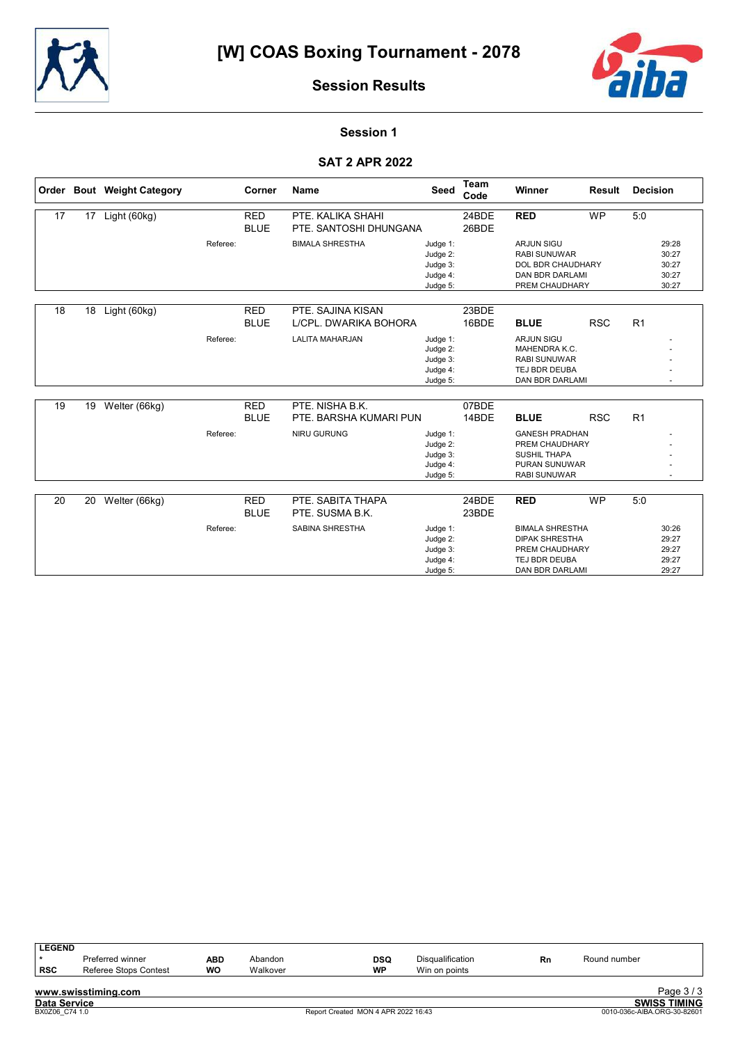# [W] COAS Boxing Tournament - 2078

## Session Results

### Session 1

### SAT 2 APR 2022

| Order | Bout | Weight Category | | Corner | Name | Seed | Team Code | Winner | Result | Decision |
|---|---|---|---|---|---|---|---|---|---|---|
| 17 | 17 | Light (60kg) | | RED | PTE. KALIKA SHAHI | | 24BDE | **RED** | WP | 5:0 |
| | | | | BLUE | PTE. SANTOSHI DHUNGANA | | 26BDE | | | |
| | | | Referee: | | BIMALA SHRESTHA | Judge 1: | | ARJUN SIGU | | 29:28 |
| | | | | | | Judge 2: | | RABI SUNUWAR | | 30:27 |
| | | | | | | Judge 3: | | DOL BDR CHAUDHARY | | 30:27 |
| | | | | | | Judge 4: | | DAN BDR DARLAMI | | 30:27 |
| | | | | | | Judge 5: | | PREM CHAUDHARY | | 30:27 |
| 18 | 18 | Light (60kg) | | RED | PTE. SAJINA KISAN | | 23BDE | | | |
| | | | | BLUE | L/CPL. DWARIKA BOHORA | | 16BDE | **BLUE** | RSC | R1 |
| | | | Referee: | | LALITA MAHARJAN | Judge 1: | | ARJUN SIGU | | - |
| | | | | | | Judge 2: | | MAHENDRA K.C. | | - |
| | | | | | | Judge 3: | | RABI SUNUWAR | | - |
| | | | | | | Judge 4: | | TEJ BDR DEUBA | | - |
| | | | | | | Judge 5: | | DAN BDR DARLAMI | | - |
| 19 | 19 | Welter (66kg) | | RED | PTE. NISHA B.K. | | 07BDE | | | |
| | | | | BLUE | PTE. BARSHA KUMARI PUN | | 14BDE | **BLUE** | RSC | R1 |
| | | | Referee: | | NIRU GURUNG | Judge 1: | | GANESH PRADHAN | | - |
| | | | | | | Judge 2: | | PREM CHAUDHARY | | - |
| | | | | | | Judge 3: | | SUSHIL THAPA | | - |
| | | | | | | Judge 4: | | PURAN SUNUWAR | | - |
| | | | | | | Judge 5: | | RABI SUNUWAR | | - |
| 20 | 20 | Welter (66kg) | | RED | PTE. SABITA THAPA | | 24BDE | **RED** | WP | 5:0 |
| | | | | BLUE | PTE. SUSMA B.K. | | 23BDE | | | |
| | | | Referee: | | SABINA SHRESTHA | Judge 1: | | BIMALA SHRESTHA | | 30:26 |
| | | | | | | Judge 2: | | DIPAK SHRESTHA | | 29:27 |
| | | | | | | Judge 3: | | PREM CHAUDHARY | | 29:27 |
| | | | | | | Judge 4: | | TEJ BDR DEUBA | | 29:27 |
| | | | | | | Judge 5: | | DAN BDR DARLAMI | | 29:27 |

**LEGEND**

| | | | | | | | |
|---|---|---|---|---|---|---|---|
| * | Preferred winner | **ABD** | Abandon | **DSQ** | Disqualification | **Rn** | Round number |
| **RSC** | Referee Stops Contest | **WO** | Walkover | **WP** | Win on points | | |

www.swisstiming.com
Data Service
BX0Z06_C74 1.0
Report Created MON 4 APR 2022 16:43
SWISS TIMING
0010-036c-AIBA.ORG-30-82601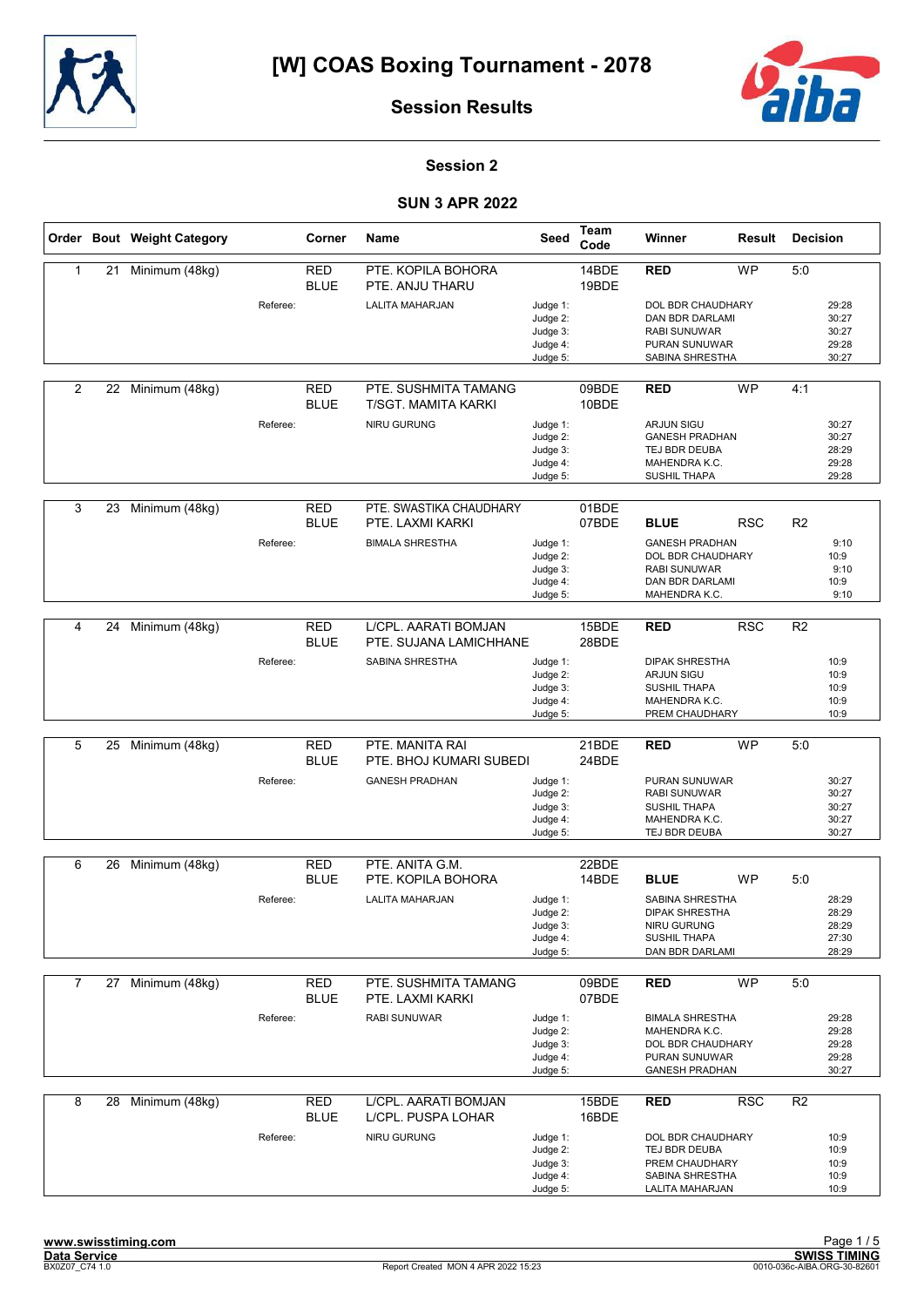# [W] COAS Boxing Tournament - 2078

## Session Results

### Session 2

### SUN 3 APR 2022

| Order | Bout | Weight Category | | Corner | Name | Seed | Team Code | Winner | Result | Decision |
|---|---|---|---|---|---|---|---|---|---|---|
| 1 | 21 | Minimum (48kg) | | RED | PTE. KOPILA BOHORA | | 14BDE | **RED** | WP | 5:0 |
| | | | | BLUE | PTE. ANJU THARU | | 19BDE | | | |
| | | | Referee: | | LALITA MAHARJAN | Judge 1: | | DOL BDR CHAUDHARY | | 29:28 |
| | | | | | | Judge 2: | | DAN BDR DARLAMI | | 30:27 |
| | | | | | | Judge 3: | | RABI SUNUWAR | | 30:27 |
| | | | | | | Judge 4: | | PURAN SUNUWAR | | 29:28 |
| | | | | | | Judge 5: | | SABINA SHRESTHA | | 30:27 |
| 2 | 22 | Minimum (48kg) | | RED | PTE. SUSHMITA TAMANG | | 09BDE | **RED** | WP | 4:1 |
| | | | | BLUE | T/SGT. MAMITA KARKI | | 10BDE | | | |
| | | | Referee: | | NIRU GURUNG | Judge 1: | | ARJUN SIGU | | 30:27 |
| | | | | | | Judge 2: | | GANESH PRADHAN | | 30:27 |
| | | | | | | Judge 3: | | TEJ BDR DEUBA | | 28:29 |
| | | | | | | Judge 4: | | MAHENDRA K.C. | | 29:28 |
| | | | | | | Judge 5: | | SUSHIL THAPA | | 29:28 |
| 3 | 23 | Minimum (48kg) | | RED | PTE. SWASTIKA CHAUDHARY | | 01BDE | | | |
| | | | | BLUE | PTE. LAXMI KARKI | | 07BDE | **BLUE** | RSC | R2 |
| | | | Referee: | | BIMALA SHRESTHA | Judge 1: | | GANESH PRADHAN | | 9:10 |
| | | | | | | Judge 2: | | DOL BDR CHAUDHARY | | 10:9 |
| | | | | | | Judge 3: | | RABI SUNUWAR | | 9:10 |
| | | | | | | Judge 4: | | DAN BDR DARLAMI | | 10:9 |
| | | | | | | Judge 5: | | MAHENDRA K.C. | | 9:10 |
| 4 | 24 | Minimum (48kg) | | RED | L/CPL. AARATI BOMJAN | | 15BDE | **RED** | RSC | R2 |
| | | | | BLUE | PTE. SUJANA LAMICHHANE | | 28BDE | | | |
| | | | Referee: | | SABINA SHRESTHA | Judge 1: | | DIPAK SHRESTHA | | 10:9 |
| | | | | | | Judge 2: | | ARJUN SIGU | | 10:9 |
| | | | | | | Judge 3: | | SUSHIL THAPA | | 10:9 |
| | | | | | | Judge 4: | | MAHENDRA K.C. | | 10:9 |
| | | | | | | Judge 5: | | PREM CHAUDHARY | | 10:9 |
| 5 | 25 | Minimum (48kg) | | RED | PTE. MANITA RAI | | 21BDE | **RED** | WP | 5:0 |
| | | | | BLUE | PTE. BHOJ KUMARI SUBEDI | | 24BDE | | | |
| | | | Referee: | | GANESH PRADHAN | Judge 1: | | PURAN SUNUWAR | | 30:27 |
| | | | | | | Judge 2: | | RABI SUNUWAR | | 30:27 |
| | | | | | | Judge 3: | | SUSHIL THAPA | | 30:27 |
| | | | | | | Judge 4: | | MAHENDRA K.C. | | 30:27 |
| | | | | | | Judge 5: | | TEJ BDR DEUBA | | 30:27 |
| 6 | 26 | Minimum (48kg) | | RED | PTE. ANITA G.M. | | 22BDE | | | |
| | | | | BLUE | PTE. KOPILA BOHORA | | 14BDE | **BLUE** | WP | 5:0 |
| | | | Referee: | | LALITA MAHARJAN | Judge 1: | | SABINA SHRESTHA | | 28:29 |
| | | | | | | Judge 2: | | DIPAK SHRESTHA | | 28:29 |
| | | | | | | Judge 3: | | NIRU GURUNG | | 28:29 |
| | | | | | | Judge 4: | | SUSHIL THAPA | | 27:30 |
| | | | | | | Judge 5: | | DAN BDR DARLAMI | | 28:29 |
| 7 | 27 | Minimum (48kg) | | RED | PTE. SUSHMITA TAMANG | | 09BDE | **RED** | WP | 5:0 |
| | | | | BLUE | PTE. LAXMI KARKI | | 07BDE | | | |
| | | | Referee: | | RABI SUNUWAR | Judge 1: | | BIMALA SHRESTHA | | 29:28 |
| | | | | | | Judge 2: | | MAHENDRA K.C. | | 29:28 |
| | | | | | | Judge 3: | | DOL BDR CHAUDHARY | | 29:28 |
| | | | | | | Judge 4: | | PURAN SUNUWAR | | 29:28 |
| | | | | | | Judge 5: | | GANESH PRADHAN | | 30:27 |
| 8 | 28 | Minimum (48kg) | | RED | L/CPL. AARATI BOMJAN | | 15BDE | **RED** | RSC | R2 |
| | | | | BLUE | L/CPL. PUSPA LOHAR | | 16BDE | | | |
| | | | Referee: | | NIRU GURUNG | Judge 1: | | DOL BDR CHAUDHARY | | 10:9 |
| | | | | | | Judge 2: | | TEJ BDR DEUBA | | 10:9 |
| | | | | | | Judge 3: | | PREM CHAUDHARY | | 10:9 |
| | | | | | | Judge 4: | | SABINA SHRESTHA | | 10:9 |
| | | | | | | Judge 5: | | LALITA MAHARJAN | | 10:9 |

www.swisstiming.com
Data Service
BX0Z07_C74 1.0

Report Created MON 4 APR 2022 15:23

SWISS TIMING
0010-036c-AIBA.ORG-30-82601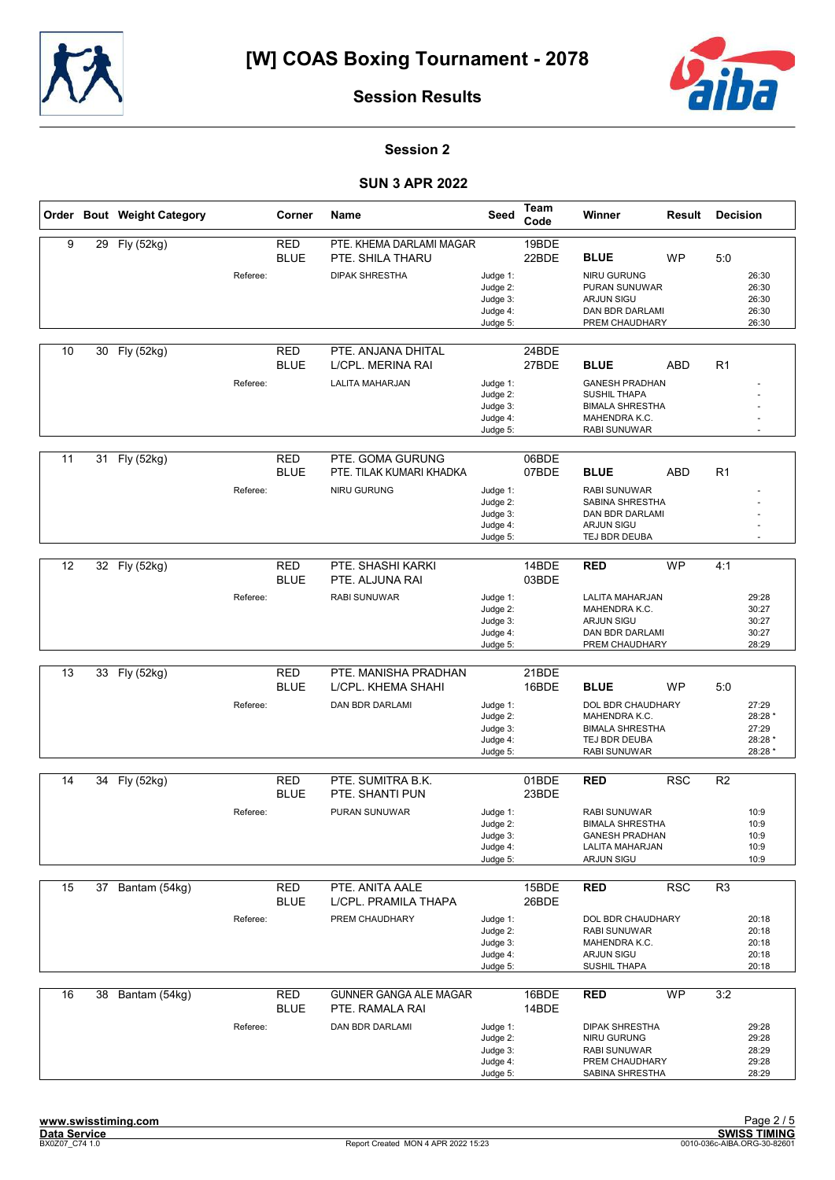# [W] COAS Boxing Tournament - 2078

## Session Results

### Session 2

### SUN 3 APR 2022

| Order | Bout | Weight Category | Corner | Name | Seed | Team Code | Winner | Result | Decision |
|---|---|---|---|---|---|---|---|---|---|
| 9 | 29 | Fly (52kg) | RED | PTE. KHEMA DARLAMI MAGAR | | 19BDE | | | |
| | | | BLUE | PTE. SHILA THARU | | 22BDE | **BLUE** | WP | 5:0 |
| | | Referee: | | DIPAK SHRESTHA | Judge 1: | | NIRU GURUNG | | 26:30 |
| | | | | | Judge 2: | | PURAN SUNUWAR | | 26:30 |
| | | | | | Judge 3: | | ARJUN SIGU | | 26:30 |
| | | | | | Judge 4: | | DAN BDR DARLAMI | | 26:30 |
| | | | | | Judge 5: | | PREM CHAUDHARY | | 26:30 |
| 10 | 30 | Fly (52kg) | RED | PTE. ANJANA DHITAL | | 24BDE | | | |
| | | | BLUE | L/CPL. MERINA RAI | | 27BDE | **BLUE** | ABD | R1 |
| | | Referee: | | LALITA MAHARJAN | Judge 1: | | GANESH PRADHAN | | - |
| | | | | | Judge 2: | | SUSHIL THAPA | | - |
| | | | | | Judge 3: | | BIMALA SHRESTHA | | - |
| | | | | | Judge 4: | | MAHENDRA K.C. | | - |
| | | | | | Judge 5: | | RABI SUNUWAR | | - |
| 11 | 31 | Fly (52kg) | RED | PTE. GOMA GURUNG | | 06BDE | | | |
| | | | BLUE | PTE. TILAK KUMARI KHADKA | | 07BDE | **BLUE** | ABD | R1 |
| | | Referee: | | NIRU GURUNG | Judge 1: | | RABI SUNUWAR | | - |
| | | | | | Judge 2: | | SABINA SHRESTHA | | - |
| | | | | | Judge 3: | | DAN BDR DARLAMI | | - |
| | | | | | Judge 4: | | ARJUN SIGU | | - |
| | | | | | Judge 5: | | TEJ BDR DEUBA | | - |
| 12 | 32 | Fly (52kg) | RED | PTE. SHASHI KARKI | | 14BDE | **RED** | WP | 4:1 |
| | | | BLUE | PTE. ALJUNA RAI | | 03BDE | | | |
| | | Referee: | | RABI SUNUWAR | Judge 1: | | LALITA MAHARJAN | | 29:28 |
| | | | | | Judge 2: | | MAHENDRA K.C. | | 30:27 |
| | | | | | Judge 3: | | ARJUN SIGU | | 30:27 |
| | | | | | Judge 4: | | DAN BDR DARLAMI | | 30:27 |
| | | | | | Judge 5: | | PREM CHAUDHARY | | 28:29 |
| 13 | 33 | Fly (52kg) | RED | PTE. MANISHA PRADHAN | | 21BDE | | | |
| | | | BLUE | L/CPL. KHEMA SHAHI | | 16BDE | **BLUE** | WP | 5:0 |
| | | Referee: | | DAN BDR DARLAMI | Judge 1: | | DOL BDR CHAUDHARY | | 27:29 |
| | | | | | Judge 2: | | MAHENDRA K.C. | | 28:28 * |
| | | | | | Judge 3: | | BIMALA SHRESTHA | | 27:29 |
| | | | | | Judge 4: | | TEJ BDR DEUBA | | 28:28 * |
| | | | | | Judge 5: | | RABI SUNUWAR | | 28:28 * |
| 14 | 34 | Fly (52kg) | RED | PTE. SUMITRA B.K. | | 01BDE | **RED** | RSC | R2 |
| | | | BLUE | PTE. SHANTI PUN | | 23BDE | | | |
| | | Referee: | | PURAN SUNUWAR | Judge 1: | | RABI SUNUWAR | | 10:9 |
| | | | | | Judge 2: | | BIMALA SHRESTHA | | 10:9 |
| | | | | | Judge 3: | | GANESH PRADHAN | | 10:9 |
| | | | | | Judge 4: | | LALITA MAHARJAN | | 10:9 |
| | | | | | Judge 5: | | ARJUN SIGU | | 10:9 |
| 15 | 37 | Bantam (54kg) | RED | PTE. ANITA AALE | | 15BDE | **RED** | RSC | R3 |
| | | | BLUE | L/CPL. PRAMILA THAPA | | 26BDE | | | |
| | | Referee: | | PREM CHAUDHARY | Judge 1: | | DOL BDR CHAUDHARY | | 20:18 |
| | | | | | Judge 2: | | RABI SUNUWAR | | 20:18 |
| | | | | | Judge 3: | | MAHENDRA K.C. | | 20:18 |
| | | | | | Judge 4: | | ARJUN SIGU | | 20:18 |
| | | | | | Judge 5: | | SUSHIL THAPA | | 20:18 |
| 16 | 38 | Bantam (54kg) | RED | GUNNER GANGA ALE MAGAR | | 16BDE | **RED** | WP | 3:2 |
| | | | BLUE | PTE. RAMALA RAI | | 14BDE | | | |
| | | Referee: | | DAN BDR DARLAMI | Judge 1: | | DIPAK SHRESTHA | | 29:28 |
| | | | | | Judge 2: | | NIRU GURUNG | | 29:28 |
| | | | | | Judge 3: | | RABI SUNUWAR | | 28:29 |
| | | | | | Judge 4: | | PREM CHAUDHARY | | 29:28 |
| | | | | | Judge 5: | | SABINA SHRESTHA | | 28:29 |

www.swisstiming.com
Data Service
BX0Z07_C74 1.0 — Report Created MON 4 APR 2022 15:23 — SWISS TIMING 0010-036c-AIBA.ORG-30-82601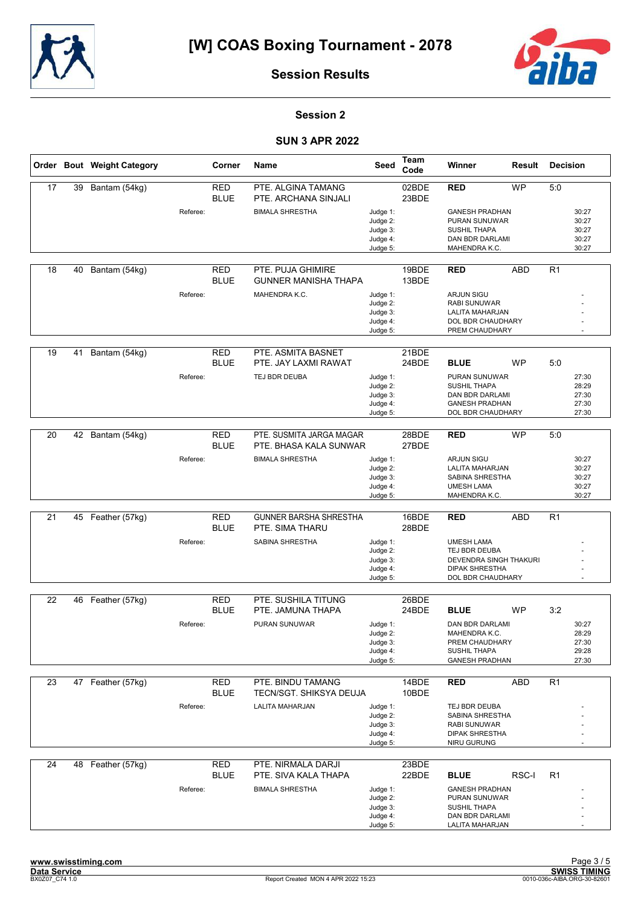# [W] COAS Boxing Tournament - 2078

## Session Results

### Session 2

### SUN 3 APR 2022

| Order | Bout | Weight Category | Corner | Name | Seed | Team Code | Winner | Result | Decision |
|---|---|---|---|---|---|---|---|---|---|
| 17 | 39 | Bantam (54kg) | RED | PTE. ALGINA TAMANG | | 02BDE | RED | WP | 5:0 |
| | | | BLUE | PTE. ARCHANA SINJALI | | 23BDE | | | |
| | | | Referee: | BIMALA SHRESTHA | Judge 1: | | GANESH PRADHAN | | 30:27 |
| | | | | | Judge 2: | | PURAN SUNUWAR | | 30:27 |
| | | | | | Judge 3: | | SUSHIL THAPA | | 30:27 |
| | | | | | Judge 4: | | DAN BDR DARLAMI | | 30:27 |
| | | | | | Judge 5: | | MAHENDRA K.C. | | 30:27 |
| 18 | 40 | Bantam (54kg) | RED | PTE. PUJA GHIMIRE | | 19BDE | RED | ABD | R1 |
| | | | BLUE | GUNNER MANISHA THAPA | | 13BDE | | | |
| | | | Referee: | MAHENDRA K.C. | Judge 1: | | ARJUN SIGU | | - |
| | | | | | Judge 2: | | RABI SUNUWAR | | - |
| | | | | | Judge 3: | | LALITA MAHARJAN | | - |
| | | | | | Judge 4: | | DOL BDR CHAUDHARY | | - |
| | | | | | Judge 5: | | PREM CHAUDHARY | | - |
| 19 | 41 | Bantam (54kg) | RED | PTE. ASMITA BASNET | | 21BDE | | | |
| | | | BLUE | PTE. JAY LAXMI RAWAT | | 24BDE | BLUE | WP | 5:0 |
| | | | Referee: | TEJ BDR DEUBA | Judge 1: | | PURAN SUNUWAR | | 27:30 |
| | | | | | Judge 2: | | SUSHIL THAPA | | 28:29 |
| | | | | | Judge 3: | | DAN BDR DARLAMI | | 27:30 |
| | | | | | Judge 4: | | GANESH PRADHAN | | 27:30 |
| | | | | | Judge 5: | | DOL BDR CHAUDHARY | | 27:30 |
| 20 | 42 | Bantam (54kg) | RED | PTE. SUSMITA JARGA MAGAR | | 28BDE | RED | WP | 5:0 |
| | | | BLUE | PTE. BHASA KALA SUNWAR | | 27BDE | | | |
| | | | Referee: | BIMALA SHRESTHA | Judge 1: | | ARJUN SIGU | | 30:27 |
| | | | | | Judge 2: | | LALITA MAHARJAN | | 30:27 |
| | | | | | Judge 3: | | SABINA SHRESTHA | | 30:27 |
| | | | | | Judge 4: | | UMESH LAMA | | 30:27 |
| | | | | | Judge 5: | | MAHENDRA K.C. | | 30:27 |
| 21 | 45 | Feather (57kg) | RED | GUNNER BARSHA SHRESTHA | | 16BDE | RED | ABD | R1 |
| | | | BLUE | PTE. SIMA THARU | | 28BDE | | | |
| | | | Referee: | SABINA SHRESTHA | Judge 1: | | UMESH LAMA | | - |
| | | | | | Judge 2: | | TEJ BDR DEUBA | | - |
| | | | | | Judge 3: | | DEVENDRA SINGH THAKURI | | - |
| | | | | | Judge 4: | | DIPAK SHRESTHA | | - |
| | | | | | Judge 5: | | DOL BDR CHAUDHARY | | - |
| 22 | 46 | Feather (57kg) | RED | PTE. SUSHILA TITUNG | | 26BDE | | | |
| | | | BLUE | PTE. JAMUNA THAPA | | 24BDE | BLUE | WP | 3:2 |
| | | | Referee: | PURAN SUNUWAR | Judge 1: | | DAN BDR DARLAMI | | 30:27 |
| | | | | | Judge 2: | | MAHENDRA K.C. | | 28:29 |
| | | | | | Judge 3: | | PREM CHAUDHARY | | 27:30 |
| | | | | | Judge 4: | | SUSHIL THAPA | | 29:28 |
| | | | | | Judge 5: | | GANESH PRADHAN | | 27:30 |
| 23 | 47 | Feather (57kg) | RED | PTE. BINDU TAMANG | | 14BDE | RED | ABD | R1 |
| | | | BLUE | TECN/SGT. SHIKSYA DEUJA | | 10BDE | | | |
| | | | Referee: | LALITA MAHARJAN | Judge 1: | | TEJ BDR DEUBA | | - |
| | | | | | Judge 2: | | SABINA SHRESTHA | | - |
| | | | | | Judge 3: | | RABI SUNUWAR | | - |
| | | | | | Judge 4: | | DIPAK SHRESTHA | | - |
| | | | | | Judge 5: | | NIRU GURUNG | | - |
| 24 | 48 | Feather (57kg) | RED | PTE. NIRMALA DARJI | | 23BDE | | | |
| | | | BLUE | PTE. SIVA KALA THAPA | | 22BDE | BLUE | RSC-I | R1 |
| | | | Referee: | BIMALA SHRESTHA | Judge 1: | | GANESH PRADHAN | | - |
| | | | | | Judge 2: | | PURAN SUNUWAR | | - |
| | | | | | Judge 3: | | SUSHIL THAPA | | - |
| | | | | | Judge 4: | | DAN BDR DARLAMI | | - |
| | | | | | Judge 5: | | LALITA MAHARJAN | | - |

www.swisstiming.com
Data Service
BX0Z07_C74 1.0 — Report Created MON 4 APR 2022 15:23 — SWISS TIMING 0010-036c-AIBA.ORG-30-82601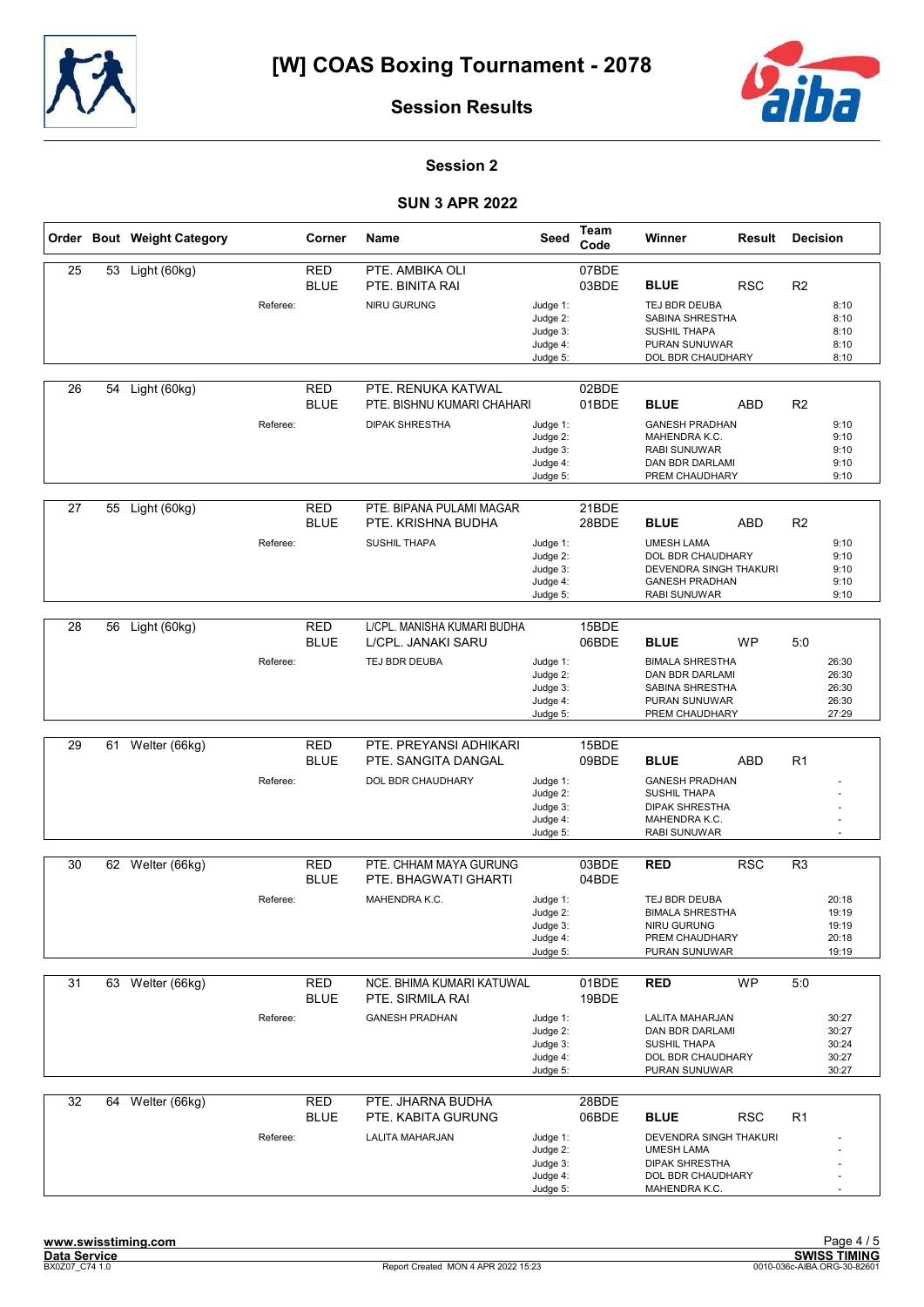# [W] COAS Boxing Tournament - 2078

## Session Results

### Session 2

### SUN 3 APR 2022

| Order | Bout | Weight Category | Corner | Name | Seed | Team Code | Winner | Result | Decision |
|---|---|---|---|---|---|---|---|---|---|
| 25 | 53 | Light (60kg) | RED | PTE. AMBIKA OLI | | 07BDE | | | |
| | | | BLUE | PTE. BINITA RAI | | 03BDE | **BLUE** | RSC | R2 |
| | | Referee: | | NIRU GURUNG | Judge 1: | | TEJ BDR DEUBA | | 8:10 |
| | | | | | Judge 2: | | SABINA SHRESTHA | | 8:10 |
| | | | | | Judge 3: | | SUSHIL THAPA | | 8:10 |
| | | | | | Judge 4: | | PURAN SUNUWAR | | 8:10 |
| | | | | | Judge 5: | | DOL BDR CHAUDHARY | | 8:10 |
| 26 | 54 | Light (60kg) | RED | PTE. RENUKA KATWAL | | 02BDE | | | |
| | | | BLUE | PTE. BISHNU KUMARI CHAHARI | | 01BDE | **BLUE** | ABD | R2 |
| | | Referee: | | DIPAK SHRESTHA | Judge 1: | | GANESH PRADHAN | | 9:10 |
| | | | | | Judge 2: | | MAHENDRA K.C. | | 9:10 |
| | | | | | Judge 3: | | RABI SUNUWAR | | 9:10 |
| | | | | | Judge 4: | | DAN BDR DARLAMI | | 9:10 |
| | | | | | Judge 5: | | PREM CHAUDHARY | | 9:10 |
| 27 | 55 | Light (60kg) | RED | PTE. BIPANA PULAMI MAGAR | | 21BDE | | | |
| | | | BLUE | PTE. KRISHNA BUDHA | | 28BDE | **BLUE** | ABD | R2 |
| | | Referee: | | SUSHIL THAPA | Judge 1: | | UMESH LAMA | | 9:10 |
| | | | | | Judge 2: | | DOL BDR CHAUDHARY | | 9:10 |
| | | | | | Judge 3: | | DEVENDRA SINGH THAKURI | | 9:10 |
| | | | | | Judge 4: | | GANESH PRADHAN | | 9:10 |
| | | | | | Judge 5: | | RABI SUNUWAR | | 9:10 |
| 28 | 56 | Light (60kg) | RED | L/CPL. MANISHA KUMARI BUDHA | | 15BDE | | | |
| | | | BLUE | L/CPL. JANAKI SARU | | 06BDE | **BLUE** | WP | 5:0 |
| | | Referee: | | TEJ BDR DEUBA | Judge 1: | | BIMALA SHRESTHA | | 26:30 |
| | | | | | Judge 2: | | DAN BDR DARLAMI | | 26:30 |
| | | | | | Judge 3: | | SABINA SHRESTHA | | 26:30 |
| | | | | | Judge 4: | | PURAN SUNUWAR | | 26:30 |
| | | | | | Judge 5: | | PREM CHAUDHARY | | 27:29 |
| 29 | 61 | Welter (66kg) | RED | PTE. PREYANSI ADHIKARI | | 15BDE | | | |
| | | | BLUE | PTE. SANGITA DANGAL | | 09BDE | **BLUE** | ABD | R1 |
| | | Referee: | | DOL BDR CHAUDHARY | Judge 1: | | GANESH PRADHAN | | - |
| | | | | | Judge 2: | | SUSHIL THAPA | | - |
| | | | | | Judge 3: | | DIPAK SHRESTHA | | - |
| | | | | | Judge 4: | | MAHENDRA K.C. | | - |
| | | | | | Judge 5: | | RABI SUNUWAR | | - |
| 30 | 62 | Welter (66kg) | RED | PTE. CHHAM MAYA GURUNG | | 03BDE | **RED** | RSC | R3 |
| | | | BLUE | PTE. BHAGWATI GHARTI | | 04BDE | | | |
| | | Referee: | | MAHENDRA K.C. | Judge 1: | | TEJ BDR DEUBA | | 20:18 |
| | | | | | Judge 2: | | BIMALA SHRESTHA | | 19:19 |
| | | | | | Judge 3: | | NIRU GURUNG | | 19:19 |
| | | | | | Judge 4: | | PREM CHAUDHARY | | 20:18 |
| | | | | | Judge 5: | | PURAN SUNUWAR | | 19:19 |
| 31 | 63 | Welter (66kg) | RED | NCE. BHIMA KUMARI KATUWAL | | 01BDE | **RED** | WP | 5:0 |
| | | | BLUE | PTE. SIRMILA RAI | | 19BDE | | | |
| | | Referee: | | GANESH PRADHAN | Judge 1: | | LALITA MAHARJAN | | 30:27 |
| | | | | | Judge 2: | | DAN BDR DARLAMI | | 30:27 |
| | | | | | Judge 3: | | SUSHIL THAPA | | 30:24 |
| | | | | | Judge 4: | | DOL BDR CHAUDHARY | | 30:27 |
| | | | | | Judge 5: | | PURAN SUNUWAR | | 30:27 |
| 32 | 64 | Welter (66kg) | RED | PTE. JHARNA BUDHA | | 28BDE | | | |
| | | | BLUE | PTE. KABITA GURUNG | | 06BDE | **BLUE** | RSC | R1 |
| | | Referee: | | LALITA MAHARJAN | Judge 1: | | DEVENDRA SINGH THAKURI | | - |
| | | | | | Judge 2: | | UMESH LAMA | | - |
| | | | | | Judge 3: | | DIPAK SHRESTHA | | - |
| | | | | | Judge 4: | | DOL BDR CHAUDHARY | | - |
| | | | | | Judge 5: | | MAHENDRA K.C. | | - |

www.swisstiming.com
Data Service
BX0Z07_C74 1.0

Report Created MON 4 APR 2022 15:23

SWISS TIMING
0010-036c-AIBA.ORG-30-82601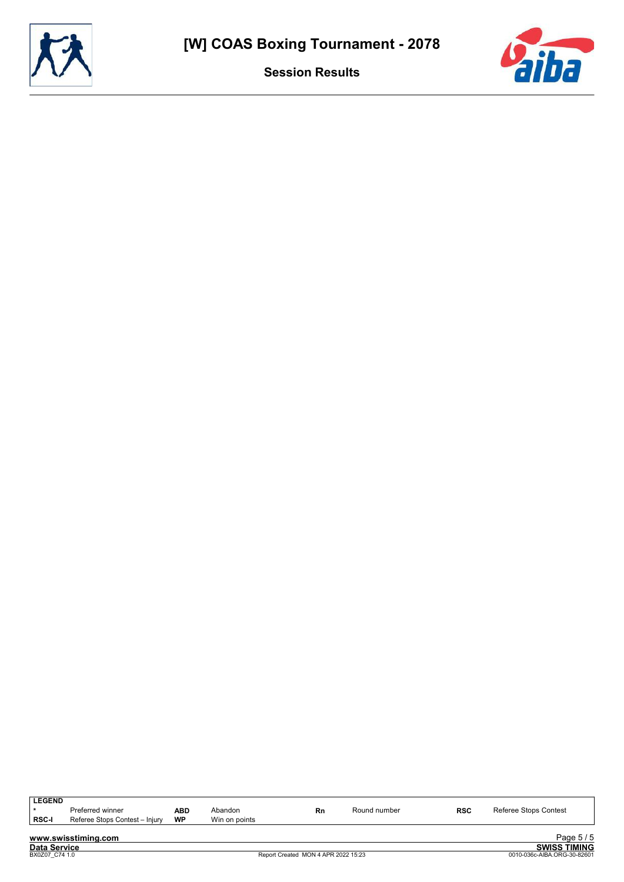# [W] COAS Boxing Tournament - 2078

## Session Results

| LEGEND | | | | | | | |
|---|---|---|---|---|---|---|---|
| * | Preferred winner | ABD | Abandon | Rn | Round number | RSC | Referee Stops Contest |
| RSC-I | Referee Stops Contest – Injury | WP | Win on points | | | | |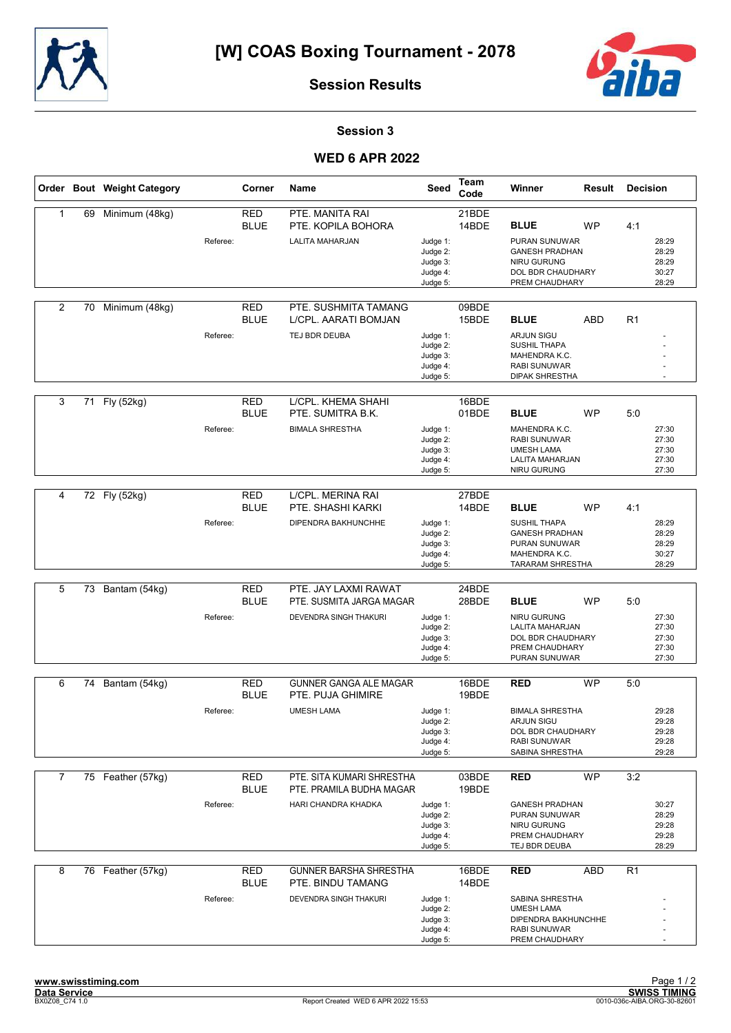# [W] COAS Boxing Tournament - 2078

## Session Results

### Session 3

### WED 6 APR 2022

| Order | Bout | Weight Category | Corner | Name | Seed | Team Code | Winner | Result | Decision |
|---|---|---|---|---|---|---|---|---|---|
| 1 | 69 | Minimum (48kg) | RED | PTE. MANITA RAI | | 21BDE | | | |
| | | | BLUE | PTE. KOPILA BOHORA | | 14BDE | BLUE | WP | 4:1 |
| | | Referee: | | LALITA MAHARJAN | Judge 1: | | PURAN SUNUWAR | | 28:29 |
| | | | | | Judge 2: | | GANESH PRADHAN | | 28:29 |
| | | | | | Judge 3: | | NIRU GURUNG | | 28:29 |
| | | | | | Judge 4: | | DOL BDR CHAUDHARY | | 30:27 |
| | | | | | Judge 5: | | PREM CHAUDHARY | | 28:29 |
| 2 | 70 | Minimum (48kg) | RED | PTE. SUSHMITA TAMANG | | 09BDE | | | |
| | | | BLUE | L/CPL. AARATI BOMJAN | | 15BDE | BLUE | ABD | R1 |
| | | Referee: | | TEJ BDR DEUBA | Judge 1: | | ARJUN SIGU | | - |
| | | | | | Judge 2: | | SUSHIL THAPA | | - |
| | | | | | Judge 3: | | MAHENDRA K.C. | | - |
| | | | | | Judge 4: | | RABI SUNUWAR | | - |
| | | | | | Judge 5: | | DIPAK SHRESTHA | | - |
| 3 | 71 | Fly (52kg) | RED | L/CPL. KHEMA SHAHI | | 16BDE | | | |
| | | | BLUE | PTE. SUMITRA B.K. | | 01BDE | BLUE | WP | 5:0 |
| | | Referee: | | BIMALA SHRESTHA | Judge 1: | | MAHENDRA K.C. | | 27:30 |
| | | | | | Judge 2: | | RABI SUNUWAR | | 27:30 |
| | | | | | Judge 3: | | UMESH LAMA | | 27:30 |
| | | | | | Judge 4: | | LALITA MAHARJAN | | 27:30 |
| | | | | | Judge 5: | | NIRU GURUNG | | 27:30 |
| 4 | 72 | Fly (52kg) | RED | L/CPL. MERINA RAI | | 27BDE | | | |
| | | | BLUE | PTE. SHASHI KARKI | | 14BDE | BLUE | WP | 4:1 |
| | | Referee: | | DIPENDRA BAKHUNCHHE | Judge 1: | | SUSHIL THAPA | | 28:29 |
| | | | | | Judge 2: | | GANESH PRADHAN | | 28:29 |
| | | | | | Judge 3: | | PURAN SUNUWAR | | 28:29 |
| | | | | | Judge 4: | | MAHENDRA K.C. | | 30:27 |
| | | | | | Judge 5: | | TARARAM SHRESTHA | | 28:29 |
| 5 | 73 | Bantam (54kg) | RED | PTE. JAY LAXMI RAWAT | | 24BDE | | | |
| | | | BLUE | PTE. SUSMITA JARGA MAGAR | | 28BDE | BLUE | WP | 5:0 |
| | | Referee: | | DEVENDRA SINGH THAKURI | Judge 1: | | NIRU GURUNG | | 27:30 |
| | | | | | Judge 2: | | LALITA MAHARJAN | | 27:30 |
| | | | | | Judge 3: | | DOL BDR CHAUDHARY | | 27:30 |
| | | | | | Judge 4: | | PREM CHAUDHARY | | 27:30 |
| | | | | | Judge 5: | | PURAN SUNUWAR | | 27:30 |
| 6 | 74 | Bantam (54kg) | RED | GUNNER GANGA ALE MAGAR | | 16BDE | RED | WP | 5:0 |
| | | | BLUE | PTE. PUJA GHIMIRE | | 19BDE | | | |
| | | Referee: | | UMESH LAMA | Judge 1: | | BIMALA SHRESTHA | | 29:28 |
| | | | | | Judge 2: | | ARJUN SIGU | | 29:28 |
| | | | | | Judge 3: | | DOL BDR CHAUDHARY | | 29:28 |
| | | | | | Judge 4: | | RABI SUNUWAR | | 29:28 |
| | | | | | Judge 5: | | SABINA SHRESTHA | | 29:28 |
| 7 | 75 | Feather (57kg) | RED | PTE. SITA KUMARI SHRESTHA | | 03BDE | RED | WP | 3:2 |
| | | | BLUE | PTE. PRAMILA BUDHA MAGAR | | 19BDE | | | |
| | | Referee: | | HARI CHANDRA KHADKA | Judge 1: | | GANESH PRADHAN | | 30:27 |
| | | | | | Judge 2: | | PURAN SUNUWAR | | 28:29 |
| | | | | | Judge 3: | | NIRU GURUNG | | 29:28 |
| | | | | | Judge 4: | | PREM CHAUDHARY | | 29:28 |
| | | | | | Judge 5: | | TEJ BDR DEUBA | | 28:29 |
| 8 | 76 | Feather (57kg) | RED | GUNNER BARSHA SHRESTHA | | 16BDE | RED | ABD | R1 |
| | | | BLUE | PTE. BINDU TAMANG | | 14BDE | | | |
| | | Referee: | | DEVENDRA SINGH THAKURI | Judge 1: | | SABINA SHRESTHA | | - |
| | | | | | Judge 2: | | UMESH LAMA | | - |
| | | | | | Judge 3: | | DIPENDRA BAKHUNCHHE | | - |
| | | | | | Judge 4: | | RABI SUNUWAR | | - |
| | | | | | Judge 5: | | PREM CHAUDHARY | | - |

www.swisstiming.com
Data Service
BX0Z08_C74 1.0

Report Created WED 6 APR 2022 15:53

SWISS TIMING
0010-036c-AIBA.ORG-30-82601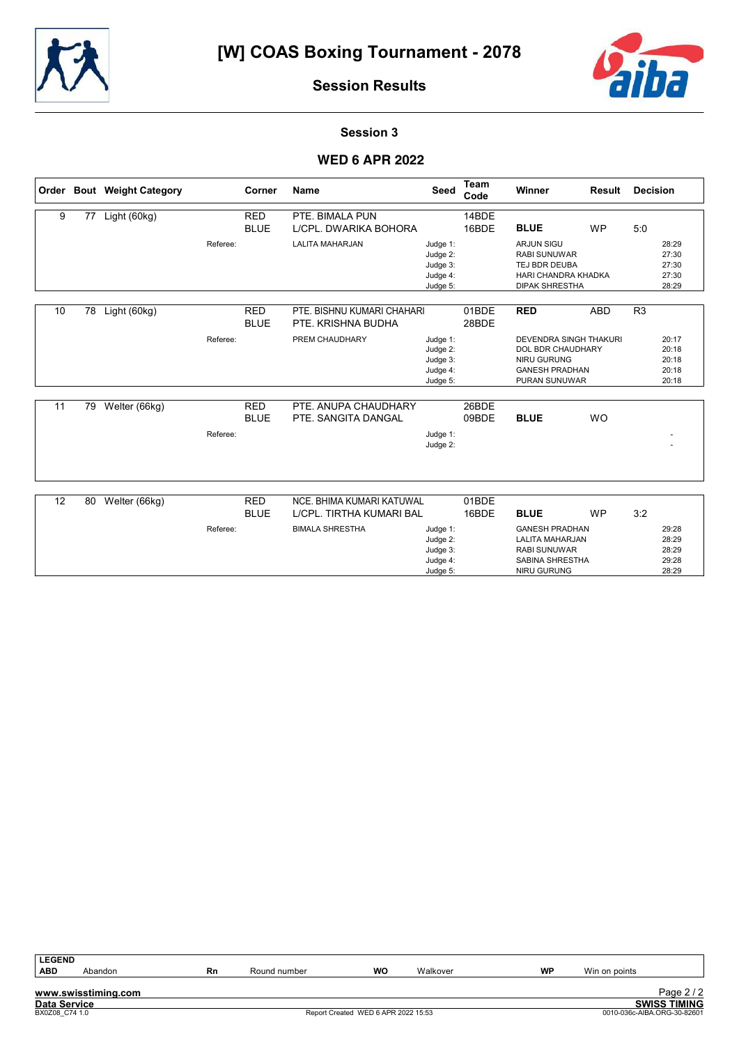# [W] COAS Boxing Tournament - 2078

## Session Results

### Session 3

### WED 6 APR 2022

| Order | Bout | Weight Category | Corner | Name | Seed | Team Code | Winner | Result | Decision |
|---|---|---|---|---|---|---|---|---|---|
| 9 | 77 | Light (60kg) | RED | PTE. BIMALA PUN | | 14BDE | | | |
| | | | BLUE | L/CPL. DWARIKA BOHORA | | 16BDE | **BLUE** | WP | 5:0 |
| | | Referee: | | LALITA MAHARJAN | Judge 1: | | ARJUN SIGU | | 28:29 |
| | | | | | Judge 2: | | RABI SUNUWAR | | 27:30 |
| | | | | | Judge 3: | | TEJ BDR DEUBA | | 27:30 |
| | | | | | Judge 4: | | HARI CHANDRA KHADKA | | 27:30 |
| | | | | | Judge 5: | | DIPAK SHRESTHA | | 28:29 |
| 10 | 78 | Light (60kg) | RED | PTE. BISHNU KUMARI CHAHARI | | 01BDE | **RED** | ABD | R3 |
| | | | BLUE | PTE. KRISHNA BUDHA | | 28BDE | | | |
| | | Referee: | | PREM CHAUDHARY | Judge 1: | | DEVENDRA SINGH THAKURI | | 20:17 |
| | | | | | Judge 2: | | DOL BDR CHAUDHARY | | 20:18 |
| | | | | | Judge 3: | | NIRU GURUNG | | 20:18 |
| | | | | | Judge 4: | | GANESH PRADHAN | | 20:18 |
| | | | | | Judge 5: | | PURAN SUNUWAR | | 20:18 |
| 11 | 79 | Welter (66kg) | RED | PTE. ANUPA CHAUDHARY | | 26BDE | | | |
| | | | BLUE | PTE. SANGITA DANGAL | | 09BDE | **BLUE** | WO | |
| | | Referee: | | | Judge 1: | | | | - |
| | | | | | Judge 2: | | | | - |
| 12 | 80 | Welter (66kg) | RED | NCE. BHIMA KUMARI KATUWAL | | 01BDE | | | |
| | | | BLUE | L/CPL. TIRTHA KUMARI BAL | | 16BDE | **BLUE** | WP | 3:2 |
| | | Referee: | | BIMALA SHRESTHA | Judge 1: | | GANESH PRADHAN | | 29:28 |
| | | | | | Judge 2: | | LALITA MAHARJAN | | 28:29 |
| | | | | | Judge 3: | | RABI SUNUWAR | | 28:29 |
| | | | | | Judge 4: | | SABINA SHRESTHA | | 29:28 |
| | | | | | Judge 5: | | NIRU GURUNG | | 28:29 |

| LEGEND | | | | | | | |
|---|---|---|---|---|---|---|---|
| ABD | Abandon | Rn | Round number | WO | Walkover | WP | Win on points |

www.swisstiming.com

Data Service

BX0Z08_C74 1.0

Report Created WED 6 APR 2022 15:53

SWISS TIMING

0010-036c-AIBA.ORG-30-82601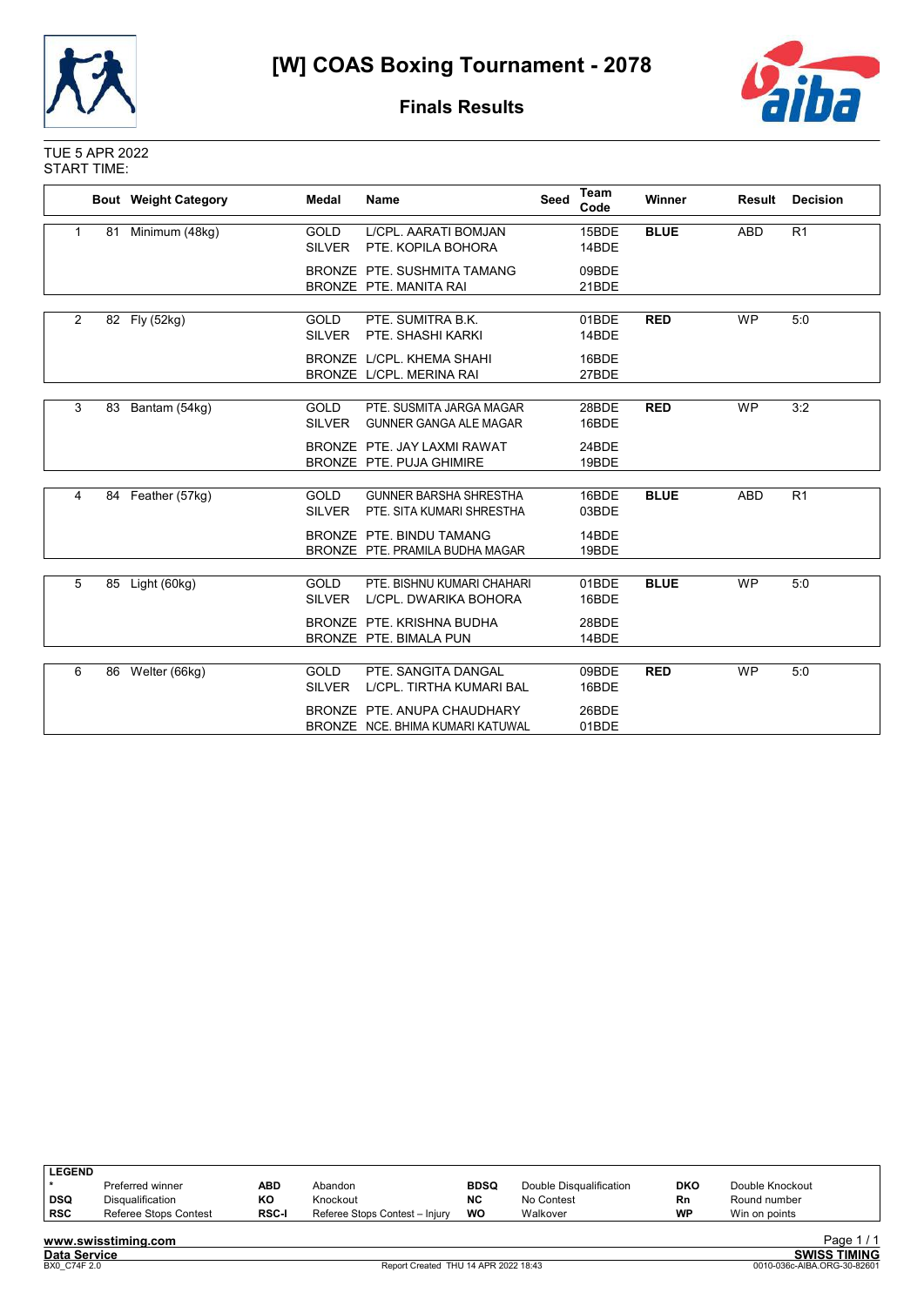# [W] COAS Boxing Tournament - 2078

## Finals Results

TUE 5 APR 2022
START TIME:

| | Bout | Weight Category | Medal | Name | Seed | Team Code | Winner | Result | Decision |
|---|---|---|---|---|---|---|---|---|---|
| 1 | 81 | Minimum (48kg) | GOLD | L/CPL. AARATI BOMJAN | | 15BDE | **BLUE** | ABD | R1 |
| | | | SILVER | PTE. KOPILA BOHORA | | 14BDE | | | |
| | | | BRONZE | PTE. SUSHMITA TAMANG | | 09BDE | | | |
| | | | BRONZE | PTE. MANITA RAI | | 21BDE | | | |
| 2 | 82 | Fly (52kg) | GOLD | PTE. SUMITRA B.K. | | 01BDE | **RED** | WP | 5:0 |
| | | | SILVER | PTE. SHASHI KARKI | | 14BDE | | | |
| | | | BRONZE | L/CPL. KHEMA SHAHI | | 16BDE | | | |
| | | | BRONZE | L/CPL. MERINA RAI | | 27BDE | | | |
| 3 | 83 | Bantam (54kg) | GOLD | PTE. SUSMITA JARGA MAGAR | | 28BDE | **RED** | WP | 3:2 |
| | | | SILVER | GUNNER GANGA ALE MAGAR | | 16BDE | | | |
| | | | BRONZE | PTE. JAY LAXMI RAWAT | | 24BDE | | | |
| | | | BRONZE | PTE. PUJA GHIMIRE | | 19BDE | | | |
| 4 | 84 | Feather (57kg) | GOLD | GUNNER BARSHA SHRESTHA | | 16BDE | **BLUE** | ABD | R1 |
| | | | SILVER | PTE. SITA KUMARI SHRESTHA | | 03BDE | | | |
| | | | BRONZE | PTE. BINDU TAMANG | | 14BDE | | | |
| | | | BRONZE | PTE. PRAMILA BUDHA MAGAR | | 19BDE | | | |
| 5 | 85 | Light (60kg) | GOLD | PTE. BISHNU KUMARI CHAHARI | | 01BDE | **BLUE** | WP | 5:0 |
| | | | SILVER | L/CPL. DWARIKA BOHORA | | 16BDE | | | |
| | | | BRONZE | PTE. KRISHNA BUDHA | | 28BDE | | | |
| | | | BRONZE | PTE. BIMALA PUN | | 14BDE | | | |
| 6 | 86 | Welter (66kg) | GOLD | PTE. SANGITA DANGAL | | 09BDE | **RED** | WP | 5:0 |
| | | | SILVER | L/CPL. TIRTHA KUMARI BAL | | 16BDE | | | |
| | | | BRONZE | PTE. ANUPA CHAUDHARY | | 26BDE | | | |
| | | | BRONZE | NCE. BHIMA KUMARI KATUWAL | | 01BDE | | | |

**LEGEND**

| | | | | | | | |
|---|---|---|---|---|---|---|---|
| * | Preferred winner | **ABD** | Abandon | **BDSQ** | Double Disqualification | **DKO** | Double Knockout |
| **DSQ** | Disqualification | **KO** | Knockout | **NC** | No Contest | **Rn** | Round number |
| **RSC** | Referee Stops Contest | **RSC-I** | Referee Stops Contest – Injury | **WO** | Walkover | **WP** | Win on points |

www.swisstiming.com
Data Service
BX0_C74F 2.0
Report Created THU 14 APR 2022 18:43
SWISS TIMING
0010-036c-AIBA.ORG-30-82601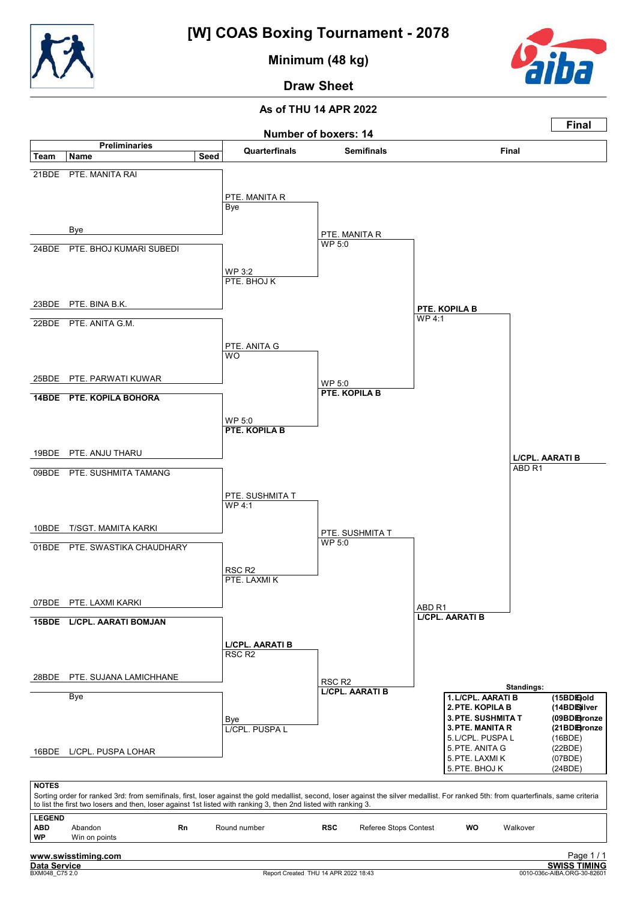# [W] COAS Boxing Tournament - 2078

## Minimum (48 kg)

## Draw Sheet

### As of THU 14 APR 2022

**Final**

**Number of boxers: 14**

### Preliminaries

| Team | Name | Seed |
|---|---|---|
| 21BDE | PTE. MANITA RAI | |
| | Bye | |
| 24BDE | PTE. BHOJ KUMARI SUBEDI | |
| 23BDE | PTE. BINA B.K. | |
| 22BDE | PTE. ANITA G.M. | |
| 25BDE | PTE. PARWATI KUWAR | |
| **14BDE** | **PTE. KOPILA BOHORA** | |
| 19BDE | PTE. ANJU THARU | |
| 09BDE | PTE. SUSHMITA TAMANG | |
| 10BDE | T/SGT. MAMITA KARKI | |
| 01BDE | PTE. SWASTIKA CHAUDHARY | |
| 07BDE | PTE. LAXMI KARKI | |
| **15BDE** | **L/CPL. AARATI BOMJAN** | |
| 28BDE | PTE. SUJANA LAMICHHANE | |
| | Bye | |
| 16BDE | L/CPL. PUSPA LOHAR | |

### Quarterfinals

- PTE. MANITA R — Bye
- WP 3:2 — PTE. BHOJ K
- PTE. ANITA G — WO
- WP 5:0 — **PTE. KOPILA B**
- PTE. SUSHMITA T — WP 4:1
- RSC R2 — PTE. LAXMI K
- **L/CPL. AARATI B** — RSC R2
- Bye — L/CPL. PUSPA L

### Semifinals

- PTE. MANITA R — WP 5:0
- WP 5:0 — **PTE. KOPILA B**
- PTE. SUSHMITA T — WP 5:0
- RSC R2 — **L/CPL. AARATI B**

### Final

- **PTE. KOPILA B** — WP 4:1
- ABD R1 — **L/CPL. AARATI B**

**Winner:** **L/CPL. AARATI B** — ABD R1

### Standings:

| Rank | Name | Team / Medal |
|---|---|---|
| 1. | L/CPL. AARATI B | (15BDE) Gold |
| 2. | PTE. KOPILA B | (14BDE) Silver |
| 3. | PTE. SUSHMITA T | (09BDE) Bronze |
| 3. | PTE. MANITA R | (21BDE) Bronze |
| 5. | L/CPL. PUSPA L | (16BDE) |
| 5. | PTE. ANITA G | (22BDE) |
| 5. | PTE. LAXMI K | (07BDE) |
| 5. | PTE. BHOJ K | (24BDE) |

**NOTES**

Sorting order for ranked 3rd: from semifinals, first, loser against the gold medallist, second, loser against the silver medallist. For ranked 5th: from quarterfinals, same criteria to list the first two losers and then, loser against 1st listed with ranking 3, then 2nd listed with ranking 3.

**LEGEND**

| | | | | | | | |
|---|---|---|---|---|---|---|---|
| **ABD** | Abandon | **Rn** | Round number | **RSC** | Referee Stops Contest | **WO** | Walkover |
| **WP** | Win on points | | | | | | |

www.swisstiming.com

Data Service — SWISS TIMING

BXM048_C75 2.0 — Report Created THU 14 APR 2022 18:43 — 0010-036c-AIBA.ORG-30-82601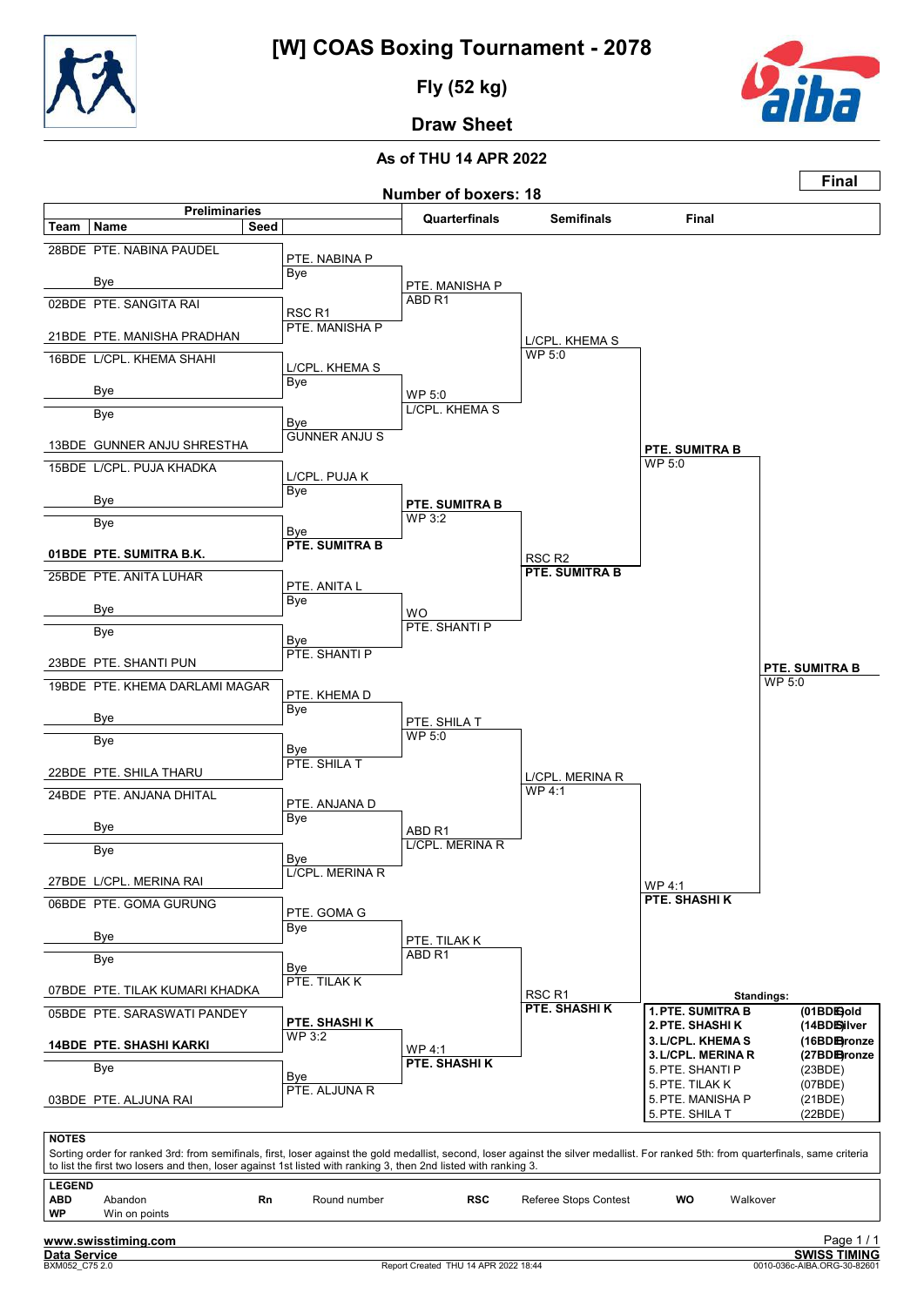# [W] COAS Boxing Tournament - 2078

## Fly (52 kg)

## Draw Sheet

### As of THU 14 APR 2022

**Final**

**Number of boxers: 18**

### Preliminaries

| Team | Name | Seed |
|---|---|---|
| 28BDE | PTE. NABINA PAUDEL | |
| | Bye | |
| 02BDE | PTE. SANGITA RAI | |
| 21BDE | PTE. MANISHA PRADHAN | |
| 16BDE | L/CPL. KHEMA SHAHI | |
| | Bye | |
| | Bye | |
| 13BDE | GUNNER ANJU SHRESTHA | |
| 15BDE | L/CPL. PUJA KHADKA | |
| | Bye | |
| | Bye | |
| **01BDE** | **PTE. SUMITRA B.K.** | |
| 25BDE | PTE. ANITA LUHAR | |
| | Bye | |
| | Bye | |
| 23BDE | PTE. SHANTI PUN | |
| 19BDE | PTE. KHEMA DARLAMI MAGAR | |
| | Bye | |
| | Bye | |
| 22BDE | PTE. SHILA THARU | |
| 24BDE | PTE. ANJANA DHITAL | |
| | Bye | |
| | Bye | |
| 27BDE | L/CPL. MERINA RAI | |
| 06BDE | PTE. GOMA GURUNG | |
| | Bye | |
| | Bye | |
| 07BDE | PTE. TILAK KUMARI KHADKA | |
| 05BDE | PTE. SARASWATI PANDEY | |
| **14BDE** | **PTE. SHASHI KARKI** | |
| | Bye | |
| 03BDE | PTE. ALJUNA RAI | |

### Preliminary Results

| Winner / Result |
|---|
| PTE. NABINA P – Bye |
| RSC R1 – PTE. MANISHA P |
| L/CPL. KHEMA S – Bye |
| Bye – GUNNER ANJU S |
| L/CPL. PUJA K – Bye |
| Bye – **PTE. SUMITRA B** |
| PTE. ANITA L – Bye |
| Bye – PTE. SHANTI P |
| PTE. KHEMA D – Bye |
| Bye – PTE. SHILA T |
| PTE. ANJANA D – Bye |
| Bye – L/CPL. MERINA R |
| PTE. GOMA G – Bye |
| Bye – PTE. TILAK K |
| **PTE. SHASHI K** – WP 3:2 |
| Bye – PTE. ALJUNA R |

### Quarterfinals

| Winner | Result |
|---|---|
| PTE. MANISHA P | ABD R1 |
| L/CPL. KHEMA S | WP 5:0 |
| **PTE. SUMITRA B** | WP 3:2 |
| PTE. SHANTI P | WO |
| PTE. SHILA T | WP 5:0 |
| L/CPL. MERINA R | ABD R1 |
| PTE. TILAK K | ABD R1 |
| **PTE. SHASHI K** | WP 4:1 |

### Semifinals

| Winner | Result |
|---|---|
| L/CPL. KHEMA S | WP 5:0 |
| **PTE. SUMITRA B** | RSC R2 |
| L/CPL. MERINA R | WP 4:1 |
| **PTE. SHASHI K** | RSC R1 |

### Final

| Winner | Result |
|---|---|
| **PTE. SUMITRA B** | WP 5:0 |
| **PTE. SHASHI K** | WP 4:1 |

**Champion: PTE. SUMITRA B** – WP 5:0

### Standings:

| Rank | Name | Team / Medal |
|---|---|---|
| 1. | PTE. SUMITRA B | (01BDE) Gold |
| 2. | PTE. SHASHI K | (14BDE) Silver |
| 3. | L/CPL. KHEMA S | (16BDE) Bronze |
| 3. | L/CPL. MERINA R | (27BDE) Bronze |
| 5. | PTE. SHANTI P | (23BDE) |
| 5. | PTE. TILAK K | (07BDE) |
| 5. | PTE. MANISHA P | (21BDE) |
| 5. | PTE. SHILA T | (22BDE) |

**NOTES**

Sorting order for ranked 3rd: from semifinals, first, loser against the gold medallist, second, loser against the silver medallist. For ranked 5th: from quarterfinals, same criteria to list the first two losers and then, loser against 1st listed with ranking 3, then 2nd listed with ranking 3.

**LEGEND**

| | | | | | | | |
|---|---|---|---|---|---|---|---|
| **ABD** | Abandon | **Rn** | Round number | **RSC** | Referee Stops Contest | **WO** | Walkover |
| **WP** | Win on points | | | | | | |

www.swisstiming.com
Data Service
BXM052_C75 2.0 — Report Created THU 14 APR 2022 18:44 — SWISS TIMING 0010-036c-AIBA.ORG-30-82601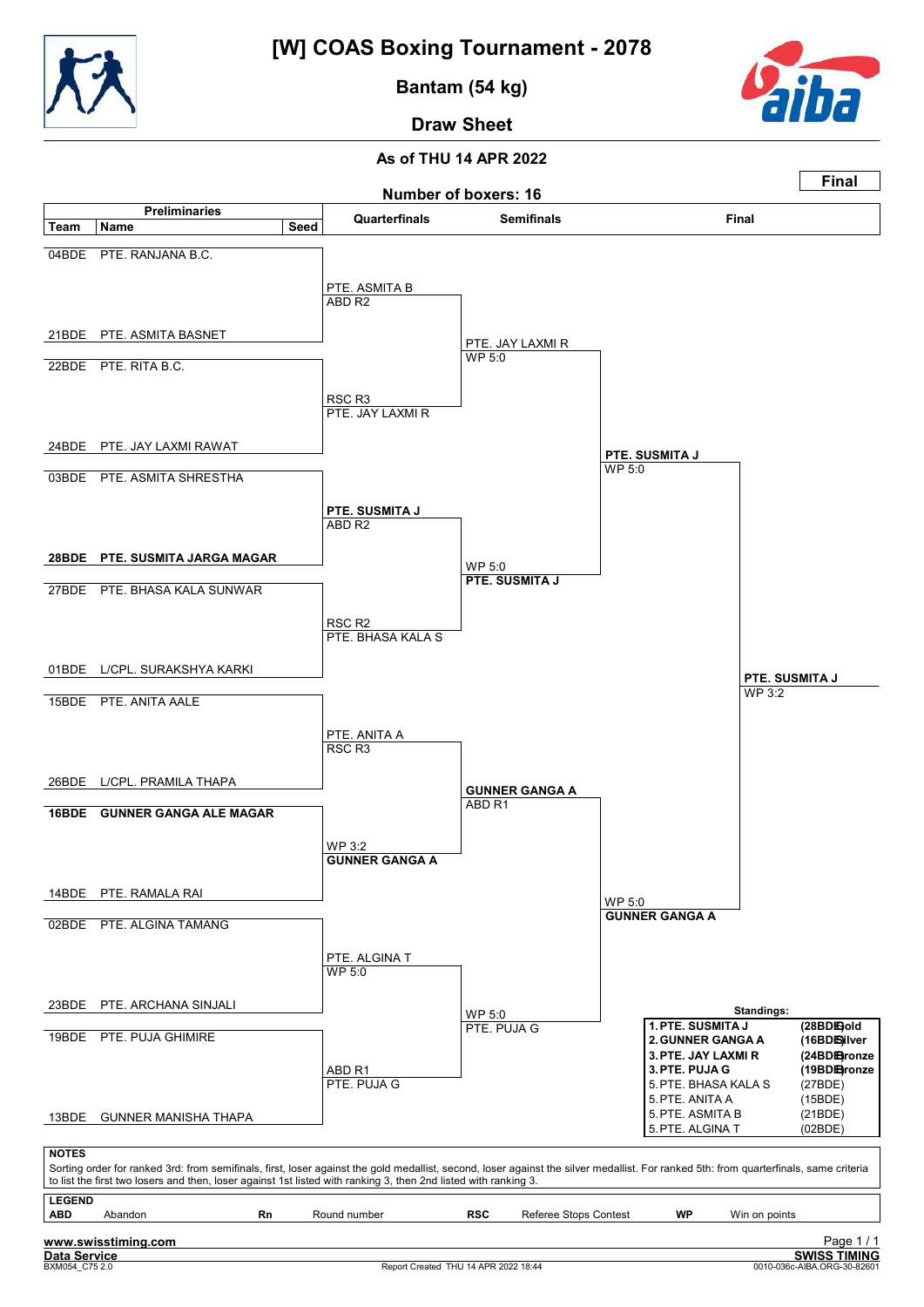# [W] COAS Boxing Tournament - 2078

## Bantam (54 kg)

## Draw Sheet

**As of THU 14 APR 2022**

**Final**

**Number of boxers: 16**

| Team | Name | Seed | Quarterfinals | Semifinals | Final |
|---|---|---|---|---|---|
| 04BDE | PTE. RANJANA B.C. | | | | |
| | | | PTE. ASMITA B ABD R2 | | |
| 21BDE | PTE. ASMITA BASNET | | | | |
| | | | | PTE. JAY LAXMI R WP 5:0 | |
| 22BDE | PTE. RITA B.C. | | | | |
| | | | RSC R3 PTE. JAY LAXMI R | | |
| 24BDE | PTE. JAY LAXMI RAWAT | | | | |
| | | | | | **PTE. SUSMITA J** WP 5:0 |
| 03BDE | PTE. ASMITA SHRESTHA | | | | |
| | | | **PTE. SUSMITA J** ABD R2 | | |
| **28BDE** | **PTE. SUSMITA JARGA MAGAR** | | | | |
| | | | | WP 5:0 **PTE. SUSMITA J** | |
| 27BDE | PTE. BHASA KALA SUNWAR | | | | |
| | | | RSC R2 PTE. BHASA KALA S | | |
| 01BDE | L/CPL. SURAKSHYA KARKI | | | | |
| | | | | | **PTE. SUSMITA J** WP 3:2 |
| 15BDE | PTE. ANITA AALE | | | | |
| | | | PTE. ANITA A RSC R3 | | |
| 26BDE | L/CPL. PRAMILA THAPA | | | | |
| | | | | **GUNNER GANGA A** ABD R1 | |
| **16BDE** | **GUNNER GANGA ALE MAGAR** | | | | |
| | | | WP 3:2 **GUNNER GANGA A** | | |
| 14BDE | PTE. RAMALA RAI | | | | |
| | | | | | WP 5:0 **GUNNER GANGA A** |
| 02BDE | PTE. ALGINA TAMANG | | | | |
| | | | PTE. ALGINA T WP 5:0 | | |
| 23BDE | PTE. ARCHANA SINJALI | | | | |
| | | | | WP 5:0 PTE. PUJA G | |
| 19BDE | PTE. PUJA GHIMIRE | | | | |
| | | | ABD R1 PTE. PUJA G | | |
| 13BDE | GUNNER MANISHA THAPA | | | | |

**Standings:**

| Rank | Name | Team | Medal |
|---|---|---|---|
| 1. | **PTE. SUSMITA J** | **(28BDE)** | **Gold** |
| 2. | **GUNNER GANGA A** | **(16BDE)** | **Silver** |
| 3. | **PTE. JAY LAXMI R** | **(24BDE)** | **Bronze** |
| 3. | **PTE. PUJA G** | **(19BDE)** | **Bronze** |
| 5. | PTE. BHASA KALA S | (27BDE) | |
| 5. | PTE. ANITA A | (15BDE) | |
| 5. | PTE. ASMITA B | (21BDE) | |
| 5. | PTE. ALGINA T | (02BDE) | |

**NOTES**

Sorting order for ranked 3rd: from semifinals, first, loser against the gold medallist, second, loser against the silver medallist. For ranked 5th: from quarterfinals, same criteria to list the first two losers and then, loser against 1st listed with ranking 3, then 2nd listed with ranking 3.

**LEGEND**

| | | | | | | | |
|---|---|---|---|---|---|---|---|
| **ABD** | Abandon | **Rn** | Round number | **RSC** | Referee Stops Contest | **WP** | Win on points |

www.swisstiming.com

Data Service — SWISS TIMING

BXM054_C75 2.0 — Report Created THU 14 APR 2022 18:44 — 0010-036c-AIBA.ORG-30-82601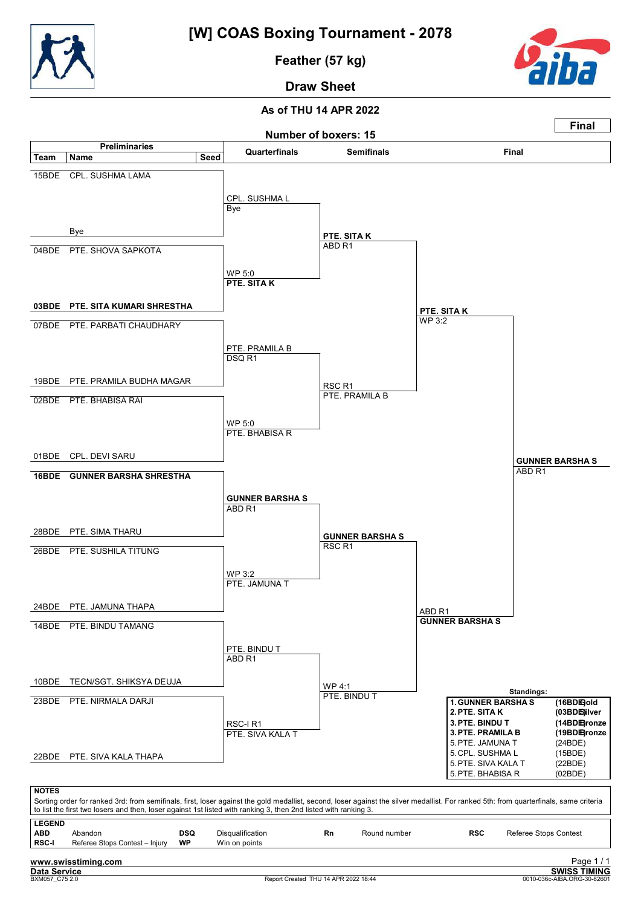# [W] COAS Boxing Tournament - 2078

## Feather (57 kg)

## Draw Sheet

**As of THU 14 APR 2022**

**Final**

**Number of boxers: 15**

### Preliminaries

| Team | Name | Seed |
|---|---|---|
| 15BDE | CPL. SUSHMA LAMA | |
| | Bye | |
| 04BDE | PTE. SHOVA SAPKOTA | |
| **03BDE** | **PTE. SITA KUMARI SHRESTHA** | |
| 07BDE | PTE. PARBATI CHAUDHARY | |
| 19BDE | PTE. PRAMILA BUDHA MAGAR | |
| 02BDE | PTE. BHABISA RAI | |
| 01BDE | CPL. DEVI SARU | |
| **16BDE** | **GUNNER BARSHA SHRESTHA** | |
| 28BDE | PTE. SIMA THARU | |
| 26BDE | PTE. SUSHILA TITUNG | |
| 24BDE | PTE. JAMUNA THAPA | |
| 14BDE | PTE. BINDU TAMANG | |
| 10BDE | TECN/SGT. SHIKSYA DEUJA | |
| 23BDE | PTE. NIRMALA DARJI | |
| 22BDE | PTE. SIVA KALA THAPA | |

### Quarterfinals

- CPL. SUSHMA L – Bye
- **PTE. SITA K** – WP 5:0
- PTE. PRAMILA B – DSQ R1
- PTE. BHABISA R – WP 5:0
- **GUNNER BARSHA S** – ABD R1
- PTE. JAMUNA T – WP 3:2
- PTE. BINDU T – ABD R1
- PTE. SIVA KALA T – RSC-I R1

### Semifinals

- **PTE. SITA K** – ABD R1
- PTE. PRAMILA B – RSC R1
- **GUNNER BARSHA S** – RSC R1
- PTE. BINDU T – WP 4:1

### Final

- **PTE. SITA K** – WP 3:2
- **GUNNER BARSHA S** – ABD R1

Winner: **GUNNER BARSHA S** – ABD R1

### Standings:

| | Name | Team / Medal |
|---|---|---|
| **1.** | **GUNNER BARSHA S** | **(16BDE) Gold** |
| **2.** | **PTE. SITA K** | **(03BDE) Silver** |
| **3.** | **PTE. BINDU T** | **(14BDE) Bronze** |
| **3.** | **PTE. PRAMILA B** | **(19BDE) Bronze** |
| 5. | PTE. JAMUNA T | (24BDE) |
| 5. | CPL. SUSHMA L | (15BDE) |
| 5. | PTE. SIVA KALA T | (22BDE) |
| 5. | PTE. BHABISA R | (02BDE) |

**NOTES**

Sorting order for ranked 3rd: from semifinals, first, loser against the gold medallist, second, loser against the silver medallist. For ranked 5th: from quarterfinals, same criteria to list the first two losers and then, loser against 1st listed with ranking 3, then 2nd listed with ranking 3.

**LEGEND**

| | | | | | | | |
|---|---|---|---|---|---|---|---|
| **ABD** | Abandon | **DSQ** | Disqualification | **Rn** | Round number | **RSC** | Referee Stops Contest |
| **RSC-I** | Referee Stops Contest – Injury | **WP** | Win on points | | | | |

**www.swisstiming.com**

**Data Service**

BXM057_C75 2.0 — Report Created THU 14 APR 2022 18:44 — **SWISS TIMING** 0010-036c-AIBA.ORG-30-82601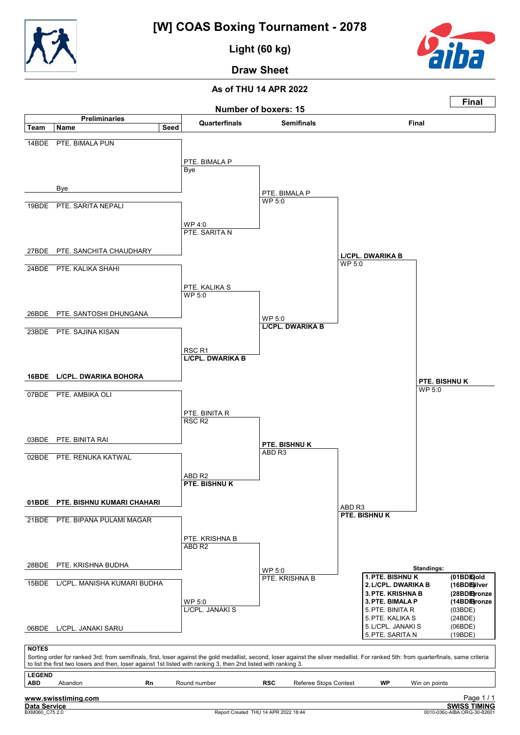# [W] COAS Boxing Tournament - 2078

## Light (60 kg)

## Draw Sheet

**As of THU 14 APR 2022**

**Final**

**Number of boxers: 15**

### Preliminaries

| Team | Name | Seed |
|---|---|---|
| 14BDE | PTE. BIMALA PUN | |
| | Bye | |
| 19BDE | PTE. SARITA NEPALI | |
| 27BDE | PTE. SANCHITA CHAUDHARY | |
| 24BDE | PTE. KALIKA SHAHI | |
| 26BDE | PTE. SANTOSHI DHUNGANA | |
| 23BDE | PTE. SAJINA KISAN | |
| 16BDE | **L/CPL. DWARIKA BOHORA** | |
| 07BDE | PTE. AMBIKA OLI | |
| 03BDE | PTE. BINITA RAI | |
| 02BDE | PTE. RENUKA KATWAL | |
| 01BDE | **PTE. BISHNU KUMARI CHAHARI** | |
| 21BDE | PTE. BIPANA PULAMI MAGAR | |
| 28BDE | PTE. KRISHNA BUDHA | |
| 15BDE | L/CPL. MANISHA KUMARI BUDHA | |
| 06BDE | L/CPL. JANAKI SARU | |

### Quarterfinals

| Winner | Result |
|---|---|
| PTE. BIMALA P | Bye |
| PTE. SARITA N | WP 4:0 |
| PTE. KALIKA S | WP 5:0 |
| **L/CPL. DWARIKA B** | RSC R1 |
| PTE. BINITA R | RSC R2 |
| **PTE. BISHNU K** | ABD R2 |
| PTE. KRISHNA B | ABD R2 |
| L/CPL. JANAKI S | WP 5:0 |

### Semifinals

| Winner | Result |
|---|---|
| PTE. BIMALA P | WP 5:0 |
| **L/CPL. DWARIKA B** | WP 5:0 |
| **PTE. BISHNU K** | ABD R3 |
| PTE. KRISHNA B | WP 5:0 |

### Final

| Winner | Result |
|---|---|
| **L/CPL. DWARIKA B** | WP 5:0 |
| **PTE. BISHNU K** | ABD R3 |

**Winner: PTE. BISHNU K** — WP 5:0

### Standings:

| Rank | Name | Team | Medal |
|---|---|---|---|
| 1. | PTE. BISHNU K | (01BDE) | Gold |
| 2. | L/CPL. DWARIKA B | (16BDE) | Silver |
| 3. | PTE. KRISHNA B | (28BDE) | Bronze |
| 3. | PTE. BIMALA P | (14BDE) | Bronze |
| 5. | PTE. BINITA R | (03BDE) | |
| 5. | PTE. KALIKA S | (24BDE) | |
| 5. | L/CPL. JANAKI S | (06BDE) | |
| 5. | PTE. SARITA N | (19BDE) | |

**NOTES**

Sorting order for ranked 3rd: from semifinals, first, loser against the gold medallist, second, loser against the silver medallist. For ranked 5th: from quarterfinals, same criteria to list the first two losers and then, loser against 1st listed with ranking 3, then 2nd listed with ranking 3.

**LEGEND**

| | | | |
|---|---|---|---|
| **ABD** Abandon | **Rn** Round number | **RSC** Referee Stops Contest | **WP** Win on points |

www.swisstiming.com

Data Service — SWISS TIMING

BXM060_C75 2.0 — Report Created THU 14 APR 2022 18:44 — 0010-036c-AIBA.ORG-30-82601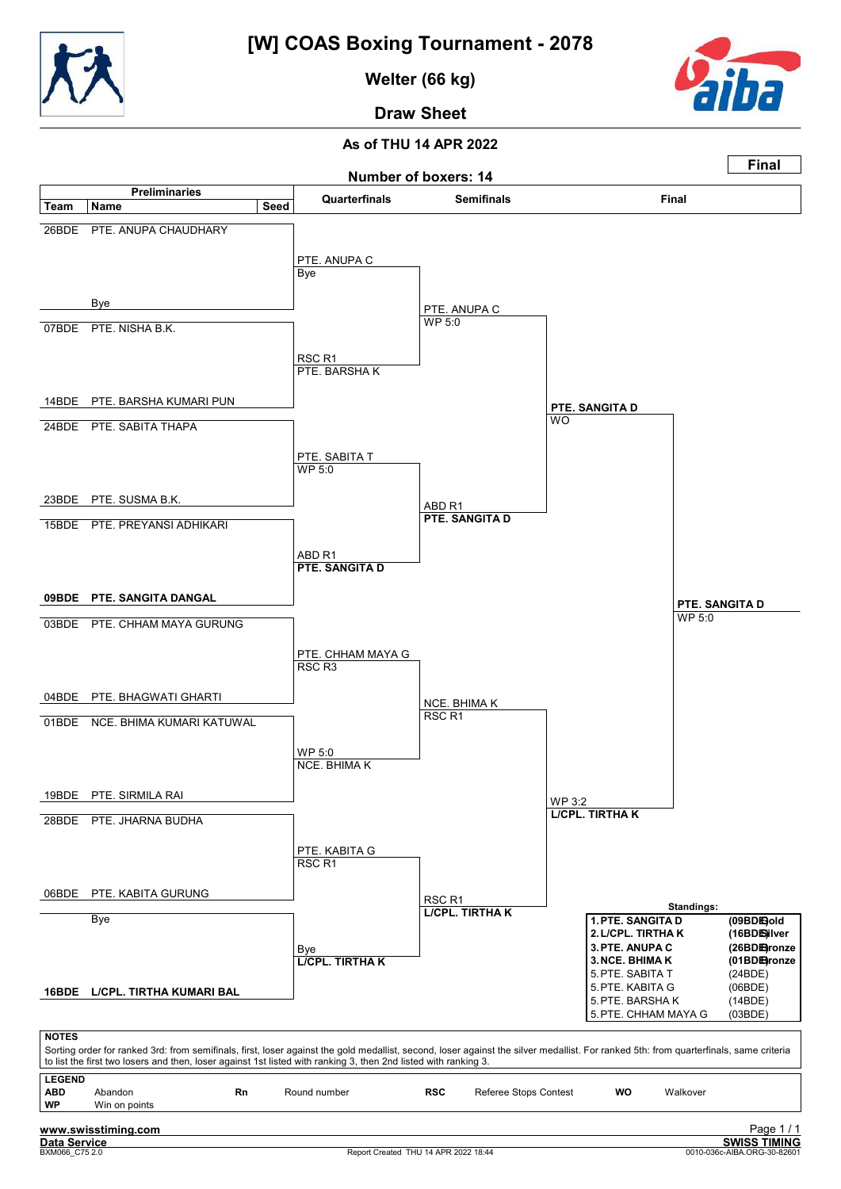# [W] COAS Boxing Tournament - 2078

## Welter (66 kg)

## Draw Sheet

### As of THU 14 APR 2022

**Final**

**Number of boxers: 14**

### Preliminaries

| Team | Name | Seed |
|---|---|---|
| 26BDE | PTE. ANUPA CHAUDHARY | |
| | Bye | |
| 07BDE | PTE. NISHA B.K. | |
| 14BDE | PTE. BARSHA KUMARI PUN | |
| 24BDE | PTE. SABITA THAPA | |
| 23BDE | PTE. SUSMA B.K. | |
| 15BDE | PTE. PREYANSI ADHIKARI | |
| **09BDE** | **PTE. SANGITA DANGAL** | |
| 03BDE | PTE. CHHAM MAYA GURUNG | |
| 04BDE | PTE. BHAGWATI GHARTI | |
| 01BDE | NCE. BHIMA KUMARI KATUWAL | |
| 19BDE | PTE. SIRMILA RAI | |
| 28BDE | PTE. JHARNA BUDHA | |
| 06BDE | PTE. KABITA GURUNG | |
| | Bye | |
| **16BDE** | **L/CPL. TIRTHA KUMARI BAL** | |

### Quarterfinals

- PTE. ANUPA C — Bye
- RSC R1 — PTE. BARSHA K
- PTE. SABITA T — WP 5:0
- ABD R1 — **PTE. SANGITA D**
- PTE. CHHAM MAYA G — RSC R3
- WP 5:0 — NCE. BHIMA K
- PTE. KABITA G — RSC R1
- Bye — **L/CPL. TIRTHA K**

### Semifinals

- PTE. ANUPA C — WP 5:0
- ABD R1 — **PTE. SANGITA D**
- NCE. BHIMA K — RSC R1
- RSC R1 — **L/CPL. TIRTHA K**

### Final

- **PTE. SANGITA D** — WO
- WP 3:2 — **L/CPL. TIRTHA K**

**PTE. SANGITA D** — WP 5:0

### Standings:

| Rank | Name | Team | Medal |
|---|---|---|---|
| 1. | PTE. SANGITA D | (09BDE) | Gold |
| 2. | L/CPL. TIRTHA K | (16BDE) | Silver |
| 3. | PTE. ANUPA C | (26BDE) | Bronze |
| 3. | NCE. BHIMA K | (01BDE) | Bronze |
| 5. | PTE. SABITA T | (24BDE) | |
| 5. | PTE. KABITA G | (06BDE) | |
| 5. | PTE. BARSHA K | (14BDE) | |
| 5. | PTE. CHHAM MAYA G | (03BDE) | |

**NOTES**

Sorting order for ranked 3rd: from semifinals, first, loser against the gold medallist, second, loser against the silver medallist. For ranked 5th: from quarterfinals, same criteria to list the first two losers and then, loser against 1st listed with ranking 3, then 2nd listed with ranking 3.

**LEGEND**

| | | | | | | | |
|---|---|---|---|---|---|---|---|
| **ABD** | Abandon | **Rn** | Round number | **RSC** | Referee Stops Contest | **WO** | Walkover |
| **WP** | Win on points | | | | | | |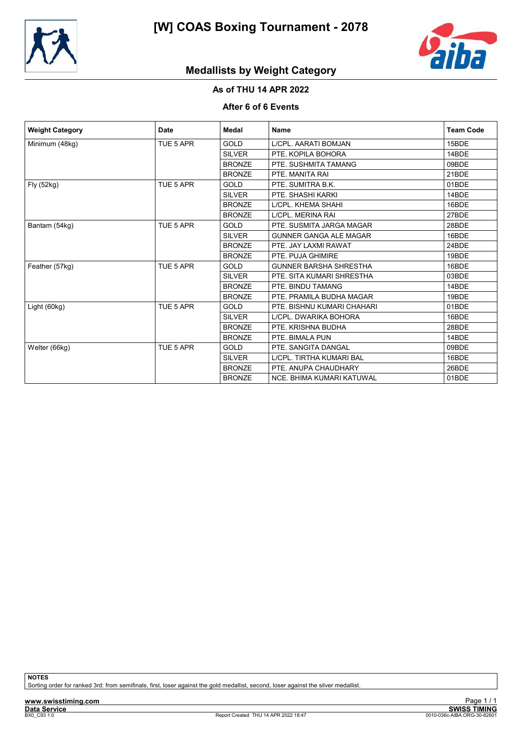# [W] COAS Boxing Tournament - 2078

## Medallists by Weight Category

**As of THU 14 APR 2022**

**After 6 of 6 Events**

| Weight Category | Date | Medal | Name | Team Code |
|---|---|---|---|---|
| Minimum (48kg) | TUE 5 APR | GOLD | L/CPL. AARATI BOMJAN | 15BDE |
| | | SILVER | PTE. KOPILA BOHORA | 14BDE |
| | | BRONZE | PTE. SUSHMITA TAMANG | 09BDE |
| | | BRONZE | PTE. MANITA RAI | 21BDE |
| Fly (52kg) | TUE 5 APR | GOLD | PTE. SUMITRA B.K. | 01BDE |
| | | SILVER | PTE. SHASHI KARKI | 14BDE |
| | | BRONZE | L/CPL. KHEMA SHAHI | 16BDE |
| | | BRONZE | L/CPL. MERINA RAI | 27BDE |
| Bantam (54kg) | TUE 5 APR | GOLD | PTE. SUSMITA JARGA MAGAR | 28BDE |
| | | SILVER | GUNNER GANGA ALE MAGAR | 16BDE |
| | | BRONZE | PTE. JAY LAXMI RAWAT | 24BDE |
| | | BRONZE | PTE. PUJA GHIMIRE | 19BDE |
| Feather (57kg) | TUE 5 APR | GOLD | GUNNER BARSHA SHRESTHA | 16BDE |
| | | SILVER | PTE. SITA KUMARI SHRESTHA | 03BDE |
| | | BRONZE | PTE. BINDU TAMANG | 14BDE |
| | | BRONZE | PTE. PRAMILA BUDHA MAGAR | 19BDE |
| Light (60kg) | TUE 5 APR | GOLD | PTE. BISHNU KUMARI CHAHARI | 01BDE |
| | | SILVER | L/CPL. DWARIKA BOHORA | 16BDE |
| | | BRONZE | PTE. KRISHNA BUDHA | 28BDE |
| | | BRONZE | PTE. BIMALA PUN | 14BDE |
| Welter (66kg) | TUE 5 APR | GOLD | PTE. SANGITA DANGAL | 09BDE |
| | | SILVER | L/CPL. TIRTHA KUMARI BAL | 16BDE |
| | | BRONZE | PTE. ANUPA CHAUDHARY | 26BDE |
| | | BRONZE | NCE. BHIMA KUMARI KATUWAL | 01BDE |

**NOTES**

Sorting order for ranked 3rd: from semifinals, first, loser against the gold medallist, second, loser against the silver medallist.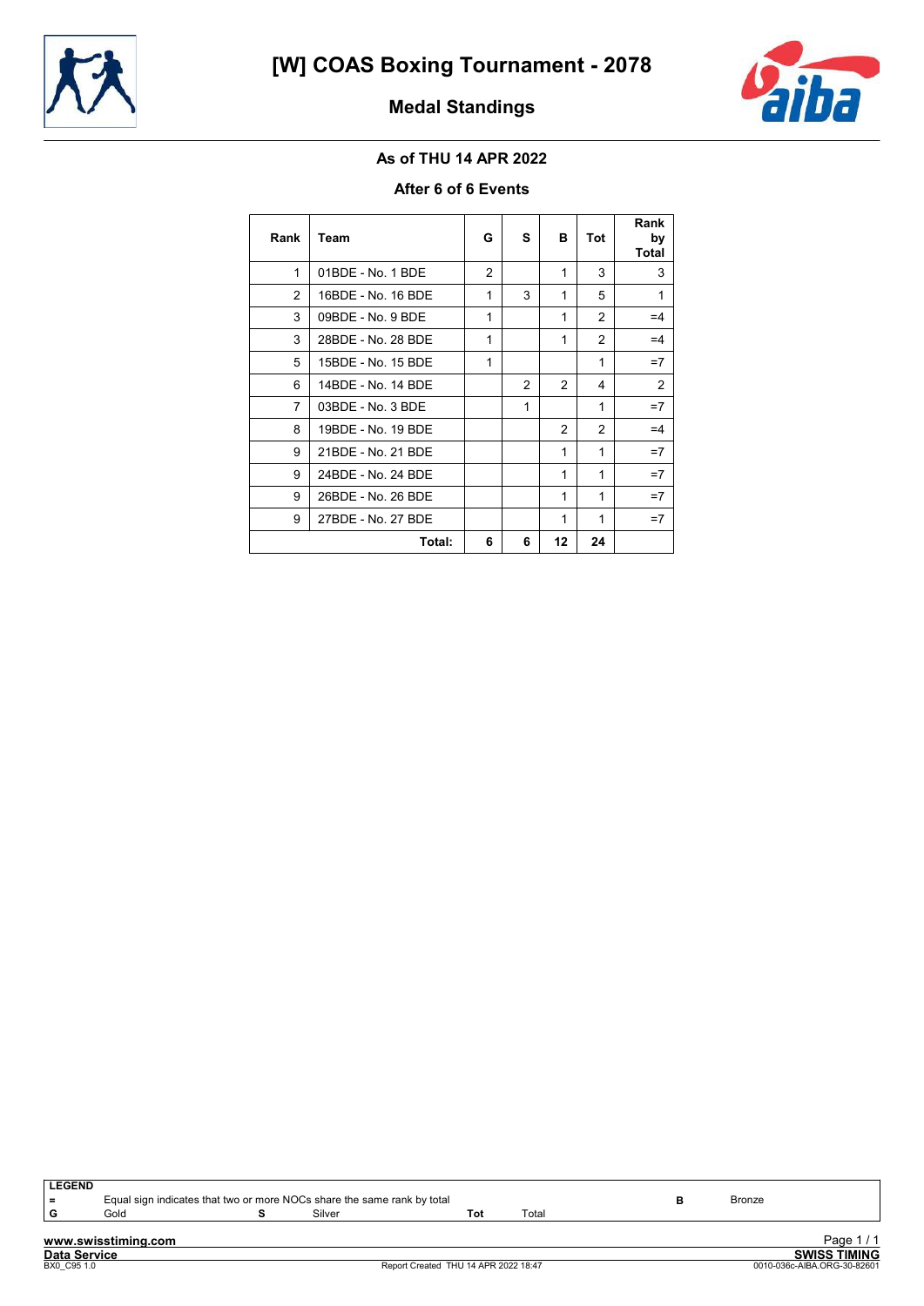# [W] COAS Boxing Tournament - 2078

## Medal Standings

### As of THU 14 APR 2022

### After 6 of 6 Events

| Rank | Team | G | S | B | Tot | Rank by Total |
|---|---|---|---|---|---|---|
| 1 | 01BDE - No. 1 BDE | 2 | | 1 | 3 | 3 |
| 2 | 16BDE - No. 16 BDE | 1 | 3 | 1 | 5 | 1 |
| 3 | 09BDE - No. 9 BDE | 1 | | 1 | 2 | =4 |
| 3 | 28BDE - No. 28 BDE | 1 | | 1 | 2 | =4 |
| 5 | 15BDE - No. 15 BDE | 1 | | | 1 | =7 |
| 6 | 14BDE - No. 14 BDE | | 2 | 2 | 4 | 2 |
| 7 | 03BDE - No. 3 BDE | | 1 | | 1 | =7 |
| 8 | 19BDE - No. 19 BDE | | | 2 | 2 | =4 |
| 9 | 21BDE - No. 21 BDE | | | 1 | 1 | =7 |
| 9 | 24BDE - No. 24 BDE | | | 1 | 1 | =7 |
| 9 | 26BDE - No. 26 BDE | | | 1 | 1 | =7 |
| 9 | 27BDE - No. 27 BDE | | | 1 | 1 | =7 |
| | **Total:** | **6** | **6** | **12** | **24** | |

**LEGEND**

| | | | | | | | |
|---|---|---|---|---|---|---|---|
| = | Equal sign indicates that two or more NOCs share the same rank by total | | | | | B | Bronze |
| G | Gold | S | Silver | Tot | Total | | |

www.swisstiming.com

Data Service

BX0_C95 1.0

Report Created THU 14 APR 2022 18:47

SWISS TIMING

0010-036c-AIBA.ORG-30-82601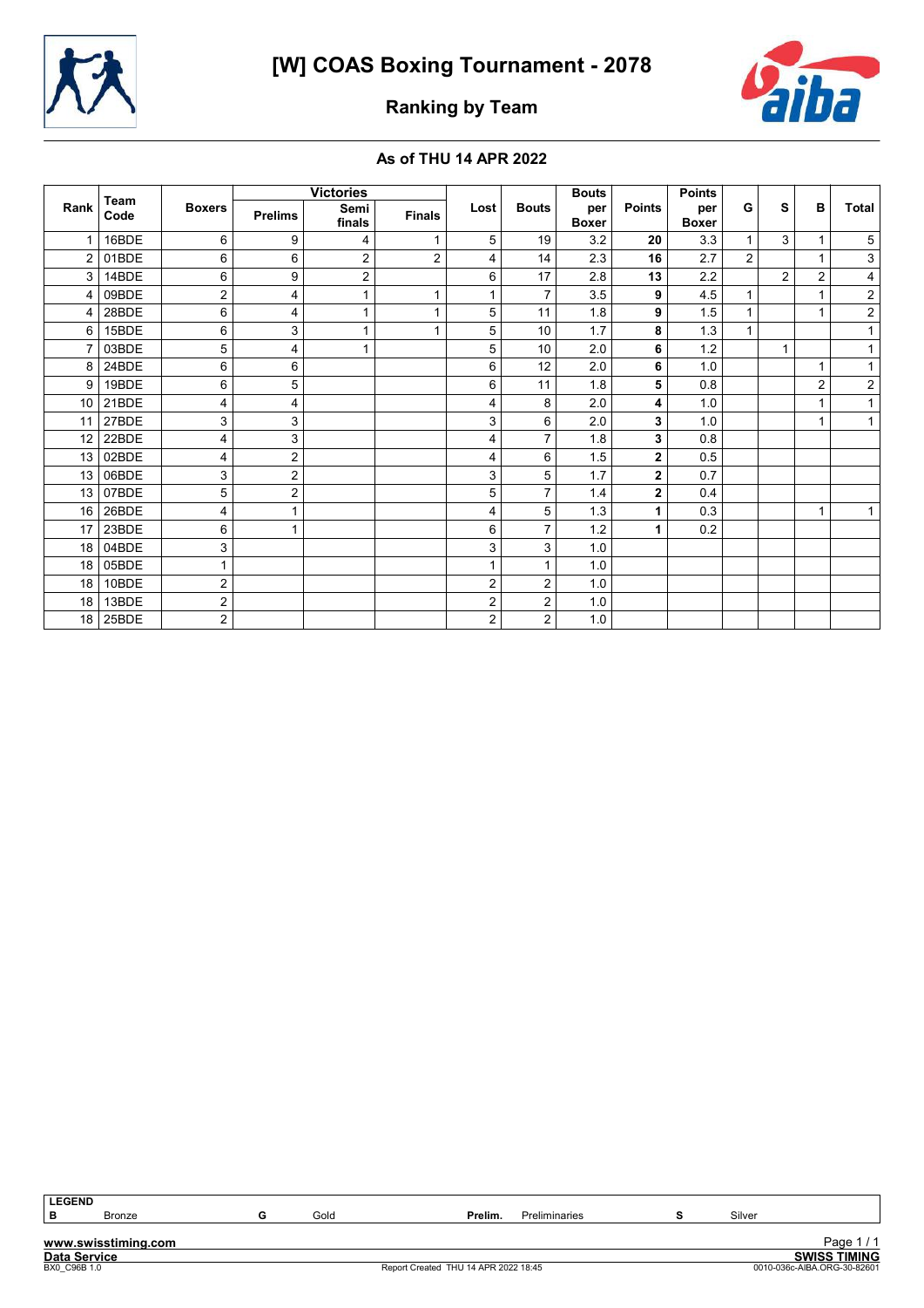# [W] COAS Boxing Tournament - 2078

## Ranking by Team

### As of THU 14 APR 2022

| Rank | Team Code | Boxers | Victories | | | Lost | Bouts | Bouts per Boxer | Points | Points per Boxer | G | S | B | Total |
|---|---|---|---|---|---|---|---|---|---|---|---|---|---|---|
| | | | Prelims | Semi finals | Finals | | | | | | | | | |
| 1 | 16BDE | 6 | 9 | 4 | 1 | 5 | 19 | 3.2 | **20** | 3.3 | 1 | 3 | 1 | 5 |
| 2 | 01BDE | 6 | 6 | 2 | 2 | 4 | 14 | 2.3 | **16** | 2.7 | 2 | | 1 | 3 |
| 3 | 14BDE | 6 | 9 | 2 | | 6 | 17 | 2.8 | **13** | 2.2 | | 2 | 2 | 4 |
| 4 | 09BDE | 2 | 4 | 1 | 1 | 1 | 7 | 3.5 | **9** | 4.5 | 1 | | 1 | 2 |
| 4 | 28BDE | 6 | 4 | 1 | 1 | 5 | 11 | 1.8 | **9** | 1.5 | 1 | | 1 | 2 |
| 6 | 15BDE | 6 | 3 | 1 | 1 | 5 | 10 | 1.7 | **8** | 1.3 | 1 | | | 1 |
| 7 | 03BDE | 5 | 4 | 1 | | 5 | 10 | 2.0 | **6** | 1.2 | | 1 | | 1 |
| 8 | 24BDE | 6 | 6 | | | 6 | 12 | 2.0 | **6** | 1.0 | | | 1 | 1 |
| 9 | 19BDE | 6 | 5 | | | 6 | 11 | 1.8 | **5** | 0.8 | | | 2 | 2 |
| 10 | 21BDE | 4 | 4 | | | 4 | 8 | 2.0 | **4** | 1.0 | | | 1 | 1 |
| 11 | 27BDE | 3 | 3 | | | 3 | 6 | 2.0 | **3** | 1.0 | | | 1 | 1 |
| 12 | 22BDE | 4 | 3 | | | 4 | 7 | 1.8 | **3** | 0.8 | | | | |
| 13 | 02BDE | 4 | 2 | | | 4 | 6 | 1.5 | **2** | 0.5 | | | | |
| 13 | 06BDE | 3 | 2 | | | 3 | 5 | 1.7 | **2** | 0.7 | | | | |
| 13 | 07BDE | 5 | 2 | | | 5 | 7 | 1.4 | **2** | 0.4 | | | | |
| 16 | 26BDE | 4 | 1 | | | 4 | 5 | 1.3 | **1** | 0.3 | | | 1 | 1 |
| 17 | 23BDE | 6 | 1 | | | 6 | 7 | 1.2 | **1** | 0.2 | | | | |
| 18 | 04BDE | 3 | | | | 3 | 3 | 1.0 | | | | | | |
| 18 | 05BDE | 1 | | | | 1 | 1 | 1.0 | | | | | | |
| 18 | 10BDE | 2 | | | | 2 | 2 | 1.0 | | | | | | |
| 18 | 13BDE | 2 | | | | 2 | 2 | 1.0 | | | | | | |
| 18 | 25BDE | 2 | | | | 2 | 2 | 1.0 | | | | | | |

| LEGEND | | | | | | | |
|---|---|---|---|---|---|---|---|
| B | Bronze | G | Gold | Prelim. | Preliminaries | S | Silver |

www.swisstiming.com
Data Service
BX0_C96B 1.0
Report Created THU 14 APR 2022 18:45
SWISS TIMING
0010-036c-AIBA.ORG-30-82601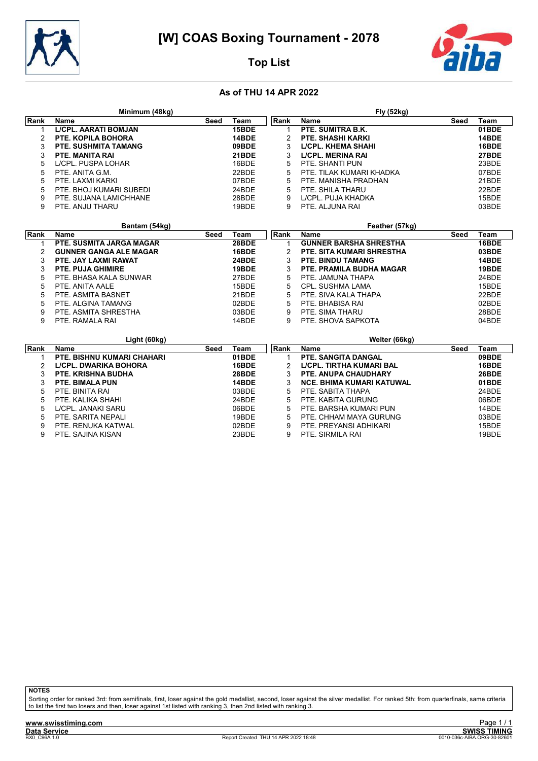# [W] COAS Boxing Tournament - 2078

## Top List

### As of THU 14 APR 2022

**Minimum (48kg)**

| Rank | Name | Seed | Team |
|---|---|---|---|
| 1 | **L/CPL. AARATI BOMJAN** | | **15BDE** |
| 2 | **PTE. KOPILA BOHORA** | | **14BDE** |
| 3 | **PTE. SUSHMITA TAMANG** | | **09BDE** |
| 3 | **PTE. MANITA RAI** | | **21BDE** |
| 5 | L/CPL. PUSPA LOHAR | | 16BDE |
| 5 | PTE. ANITA G.M. | | 22BDE |
| 5 | PTE. LAXMI KARKI | | 07BDE |
| 5 | PTE. BHOJ KUMARI SUBEDI | | 24BDE |
| 9 | PTE. SUJANA LAMICHHANE | | 28BDE |
| 9 | PTE. ANJU THARU | | 19BDE |

**Fly (52kg)**

| Rank | Name | Seed | Team |
|---|---|---|---|
| 1 | **PTE. SUMITRA B.K.** | | **01BDE** |
| 2 | **PTE. SHASHI KARKI** | | **14BDE** |
| 3 | **L/CPL. KHEMA SHAHI** | | **16BDE** |
| 3 | **L/CPL. MERINA RAI** | | **27BDE** |
| 5 | PTE. SHANTI PUN | | 23BDE |
| 5 | PTE. TILAK KUMARI KHADKA | | 07BDE |
| 5 | PTE. MANISHA PRADHAN | | 21BDE |
| 5 | PTE. SHILA THARU | | 22BDE |
| 9 | L/CPL. PUJA KHADKA | | 15BDE |
| 9 | PTE. ALJUNA RAI | | 03BDE |

**Bantam (54kg)**

| Rank | Name | Seed | Team |
|---|---|---|---|
| 1 | **PTE. SUSMITA JARGA MAGAR** | | **28BDE** |
| 2 | **GUNNER GANGA ALE MAGAR** | | **16BDE** |
| 3 | **PTE. JAY LAXMI RAWAT** | | **24BDE** |
| 3 | **PTE. PUJA GHIMIRE** | | **19BDE** |
| 5 | PTE. BHASA KALA SUNWAR | | 27BDE |
| 5 | PTE. ANITA AALE | | 15BDE |
| 5 | PTE. ASMITA BASNET | | 21BDE |
| 5 | PTE. ALGINA TAMANG | | 02BDE |
| 9 | PTE. ASMITA SHRESTHA | | 03BDE |
| 9 | PTE. RAMALA RAI | | 14BDE |

**Feather (57kg)**

| Rank | Name | Seed | Team |
|---|---|---|---|
| 1 | **GUNNER BARSHA SHRESTHA** | | **16BDE** |
| 2 | **PTE. SITA KUMARI SHRESTHA** | | **03BDE** |
| 3 | **PTE. BINDU TAMANG** | | **14BDE** |
| 3 | **PTE. PRAMILA BUDHA MAGAR** | | **19BDE** |
| 5 | PTE. JAMUNA THAPA | | 24BDE |
| 5 | CPL. SUSHMA LAMA | | 15BDE |
| 5 | PTE. SIVA KALA THAPA | | 22BDE |
| 5 | PTE. BHABISA RAI | | 02BDE |
| 9 | PTE. SIMA THARU | | 28BDE |
| 9 | PTE. SHOVA SAPKOTA | | 04BDE |

**Light (60kg)**

| Rank | Name | Seed | Team |
|---|---|---|---|
| 1 | **PTE. BISHNU KUMARI CHAHARI** | | **01BDE** |
| 2 | **L/CPL. DWARIKA BOHORA** | | **16BDE** |
| 3 | **PTE. KRISHNA BUDHA** | | **28BDE** |
| 3 | **PTE. BIMALA PUN** | | **14BDE** |
| 5 | PTE. BINITA RAI | | 03BDE |
| 5 | PTE. KALIKA SHAHI | | 24BDE |
| 5 | L/CPL. JANAKI SARU | | 06BDE |
| 5 | PTE. SARITA NEPALI | | 19BDE |
| 9 | PTE. RENUKA KATWAL | | 02BDE |
| 9 | PTE. SAJINA KISAN | | 23BDE |

**Welter (66kg)**

| Rank | Name | Seed | Team |
|---|---|---|---|
| 1 | **PTE. SANGITA DANGAL** | | **09BDE** |
| 2 | **L/CPL. TIRTHA KUMARI BAL** | | **16BDE** |
| 3 | **PTE. ANUPA CHAUDHARY** | | **26BDE** |
| 3 | **NCE. BHIMA KUMARI KATUWAL** | | **01BDE** |
| 5 | PTE. SABITA THAPA | | 24BDE |
| 5 | PTE. KABITA GURUNG | | 06BDE |
| 5 | PTE. BARSHA KUMARI PUN | | 14BDE |
| 5 | PTE. CHHAM MAYA GURUNG | | 03BDE |
| 9 | PTE. PREYANSI ADHIKARI | | 15BDE |
| 9 | PTE. SIRMILA RAI | | 19BDE |

**NOTES**

Sorting order for ranked 3rd: from semifinals, first, loser against the gold medallist, second, loser against the silver medallist. For ranked 5th: from quarterfinals, same criteria to list the first two losers and then, loser against 1st listed with ranking 3, then 2nd listed with ranking 3.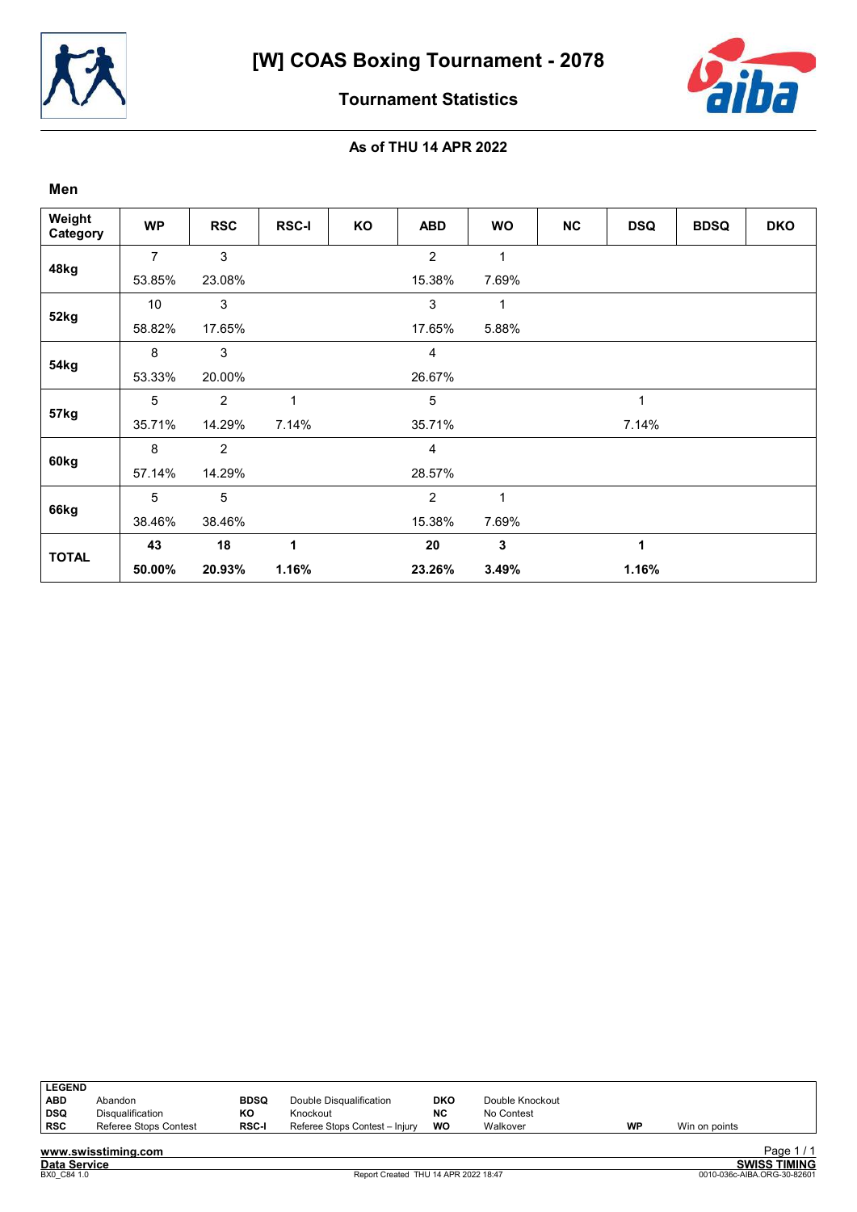# [W] COAS Boxing Tournament - 2078

## Tournament Statistics

### As of THU 14 APR 2022

**Men**

| Weight Category | WP | RSC | RSC-I | KO | ABD | WO | NC | DSQ | BDSQ | DKO |
|---|---|---|---|---|---|---|---|---|---|---|
| 48kg | 7 | 3 | | | 2 | 1 | | | | |
| | 53.85% | 23.08% | | | 15.38% | 7.69% | | | | |
| 52kg | 10 | 3 | | | 3 | 1 | | | | |
| | 58.82% | 17.65% | | | 17.65% | 5.88% | | | | |
| 54kg | 8 | 3 | | | 4 | | | | | |
| | 53.33% | 20.00% | | | 26.67% | | | | | |
| 57kg | 5 | 2 | 1 | | 5 | | | 1 | | |
| | 35.71% | 14.29% | 7.14% | | 35.71% | | | 7.14% | | |
| 60kg | 8 | 2 | | | 4 | | | | | |
| | 57.14% | 14.29% | | | 28.57% | | | | | |
| 66kg | 5 | 5 | | | 2 | 1 | | | | |
| | 38.46% | 38.46% | | | 15.38% | 7.69% | | | | |
| **TOTAL** | **43** | **18** | **1** | | **20** | **3** | | **1** | | |
| | **50.00%** | **20.93%** | **1.16%** | | **23.26%** | **3.49%** | | **1.16%** | | |

| LEGEND | | | | | | | |
|---|---|---|---|---|---|---|---|
| ABD | Abandon | BDSQ | Double Disqualification | DKO | Double Knockout | | |
| DSQ | Disqualification | KO | Knockout | NC | No Contest | | |
| RSC | Referee Stops Contest | RSC-I | Referee Stops Contest – Injury | WO | Walkover | WP | Win on points |

www.swisstiming.com

Data Service

BX0_C84 1.0

Report Created THU 14 APR 2022 18:47

SWISS TIMING

0010-036c-AIBA.ORG-30-82601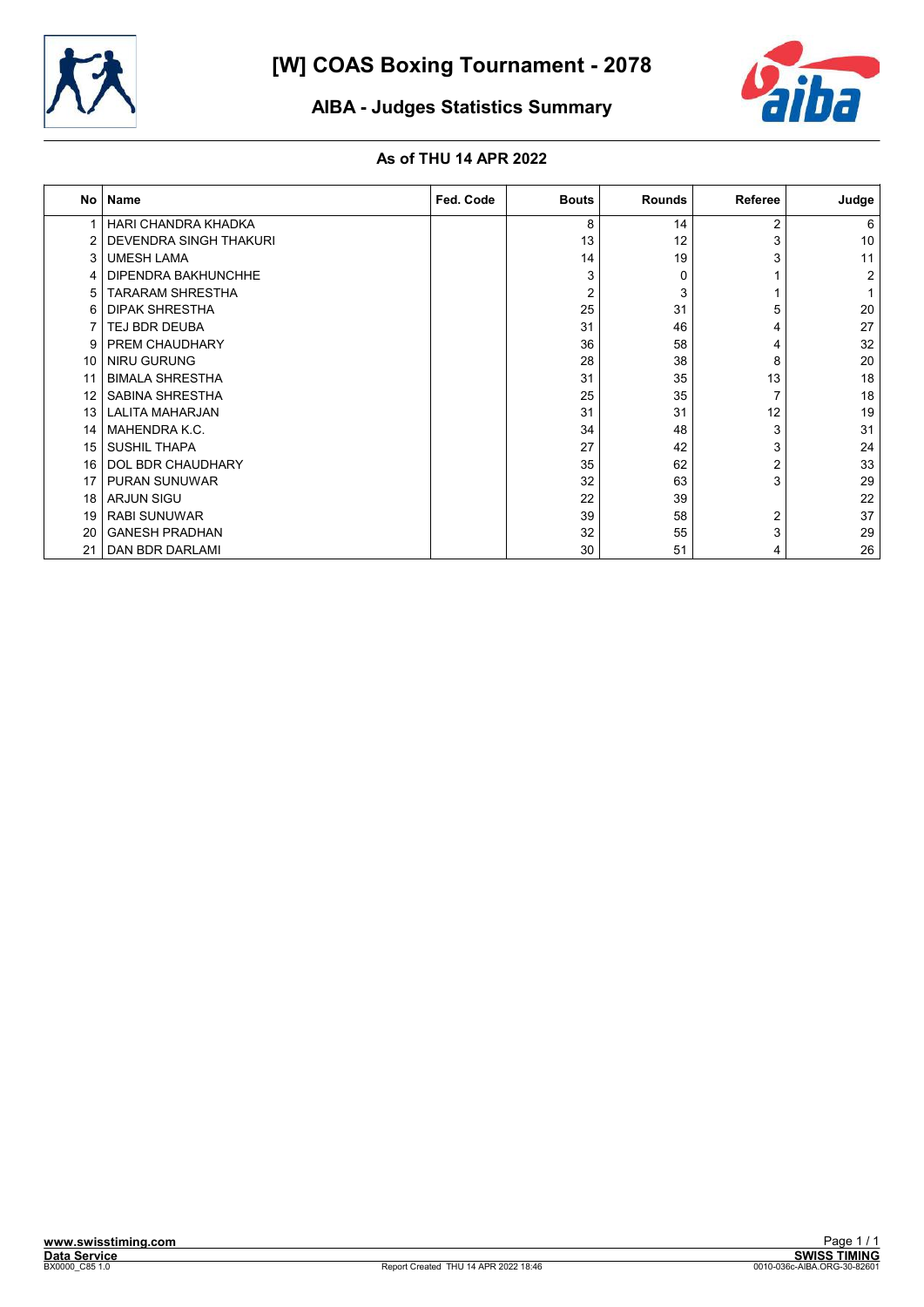# [W] COAS Boxing Tournament - 2078

## AIBA - Judges Statistics Summary

### As of THU 14 APR 2022

| No | Name | Fed. Code | Bouts | Rounds | Referee | Judge |
|---|---|---|---|---|---|---|
| 1 | HARI CHANDRA KHADKA | | 8 | 14 | 2 | 6 |
| 2 | DEVENDRA SINGH THAKURI | | 13 | 12 | 3 | 10 |
| 3 | UMESH LAMA | | 14 | 19 | 3 | 11 |
| 4 | DIPENDRA BAKHUNCHHE | | 3 | 0 | 1 | 2 |
| 5 | TARARAM SHRESTHA | | 2 | 3 | 1 | 1 |
| 6 | DIPAK SHRESTHA | | 25 | 31 | 5 | 20 |
| 7 | TEJ BDR DEUBA | | 31 | 46 | 4 | 27 |
| 9 | PREM CHAUDHARY | | 36 | 58 | 4 | 32 |
| 10 | NIRU GURUNG | | 28 | 38 | 8 | 20 |
| 11 | BIMALA SHRESTHA | | 31 | 35 | 13 | 18 |
| 12 | SABINA SHRESTHA | | 25 | 35 | 7 | 18 |
| 13 | LALITA MAHARJAN | | 31 | 31 | 12 | 19 |
| 14 | MAHENDRA K.C. | | 34 | 48 | 3 | 31 |
| 15 | SUSHIL THAPA | | 27 | 42 | 3 | 24 |
| 16 | DOL BDR CHAUDHARY | | 35 | 62 | 2 | 33 |
| 17 | PURAN SUNUWAR | | 32 | 63 | 3 | 29 |
| 18 | ARJUN SIGU | | 22 | 39 | | 22 |
| 19 | RABI SUNUWAR | | 39 | 58 | 2 | 37 |
| 20 | GANESH PRADHAN | | 32 | 55 | 3 | 29 |
| 21 | DAN BDR DARLAMI | | 30 | 51 | 4 | 26 |

www.swisstiming.com
Data Service
BX0000_C85 1.0
Report Created THU 14 APR 2022 18:46
SWISS TIMING
0010-036c-AIBA.ORG-30-82601